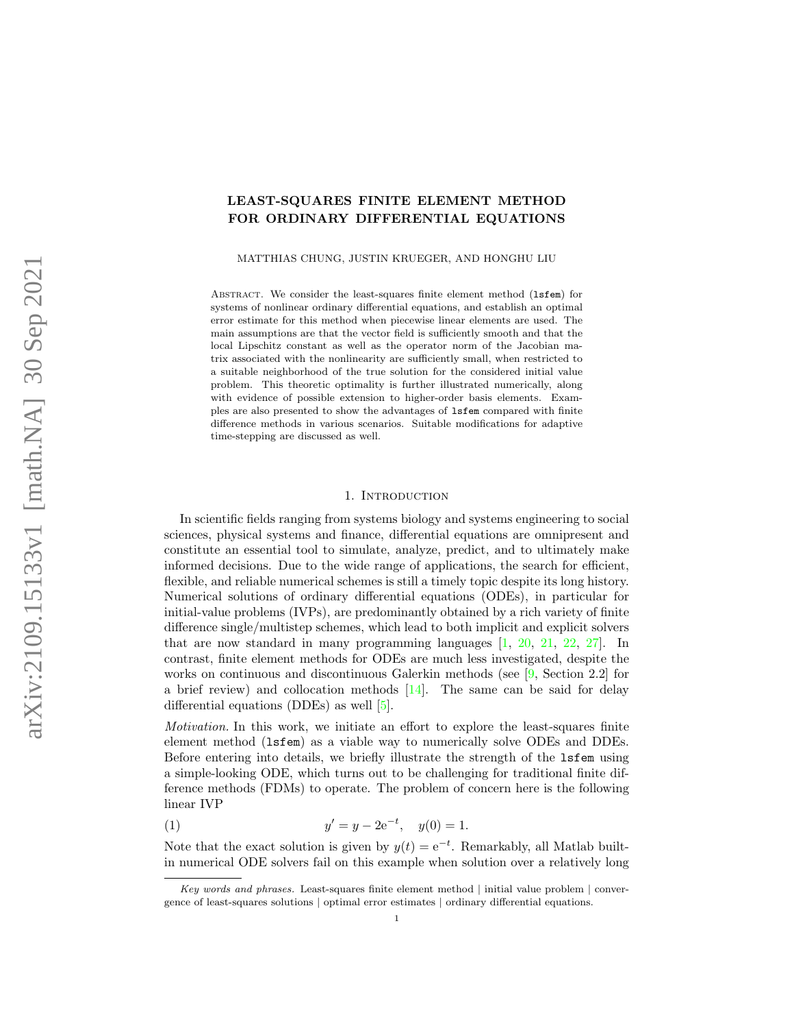# LEAST-SQUARES FINITE ELEMENT METHOD FOR ORDINARY DIFFERENTIAL EQUATIONS

MATTHIAS CHUNG, JUSTIN KRUEGER, AND HONGHU LIU

Abstract. We consider the least-squares finite element method (`lsfem`) for systems of nonlinear ordinary differential equations, and establish an optimal error estimate for this method when piecewise linear elements are used. The main assumptions are that the vector field is sufficiently smooth and that the local Lipschitz constant as well as the operator norm of the Jacobian matrix associated with the nonlinearity are sufficiently small, when restricted to a suitable neighborhood of the true solution for the considered initial value problem. This theoretic optimality is further illustrated numerically, along with evidence of possible extension to higher-order basis elements. Examples are also presented to show the advantages of `lsfem` compared with finite difference methods in various scenarios. Suitable modifications for adaptive time-stepping are discussed as well.

## 1. Introduction

In scientific fields ranging from systems biology and systems engineering to social sciences, physical systems and finance, differential equations are omnipresent and constitute an essential tool to simulate, analyze, predict, and to ultimately make informed decisions. Due to the wide range of applications, the search for efficient, flexible, and reliable numerical schemes is still a timely topic despite its long history. Numerical solutions of ordinary differential equations (ODEs), in particular for initial-value problems (IVPs), are predominantly obtained by a rich variety of finite difference single/multistep schemes, which lead to both implicit and explicit solvers that are now standard in many programming languages [1, 20, 21, 22, 27]. In contrast, finite element methods for ODEs are much less investigated, despite the works on continuous and discontinuous Galerkin methods (see [9, Section 2.2] for a brief review) and collocation methods [14]. The same can be said for delay differential equations (DDEs) as well [5].

*Motivation.* In this work, we initiate an effort to explore the least-squares finite element method (`lsfem`) as a viable way to numerically solve ODEs and DDEs. Before entering into details, we briefly illustrate the strength of the `lsfem` using a simple-looking ODE, which turns out to be challenging for traditional finite difference methods (FDMs) to operate. The problem of concern here is the following linear IVP

$$y' = y - 2\mathrm{e}^{-t}, \quad y(0) = 1. \tag{1}$$

Note that the exact solution is given by $y(t) = \mathrm{e}^{-t}$. Remarkably, all Matlab built-in numerical ODE solvers fail on this example when solution over a relatively long

*Key words and phrases.* Least-squares finite element method | initial value problem | convergence of least-squares solutions | optimal error estimates | ordinary differential equations.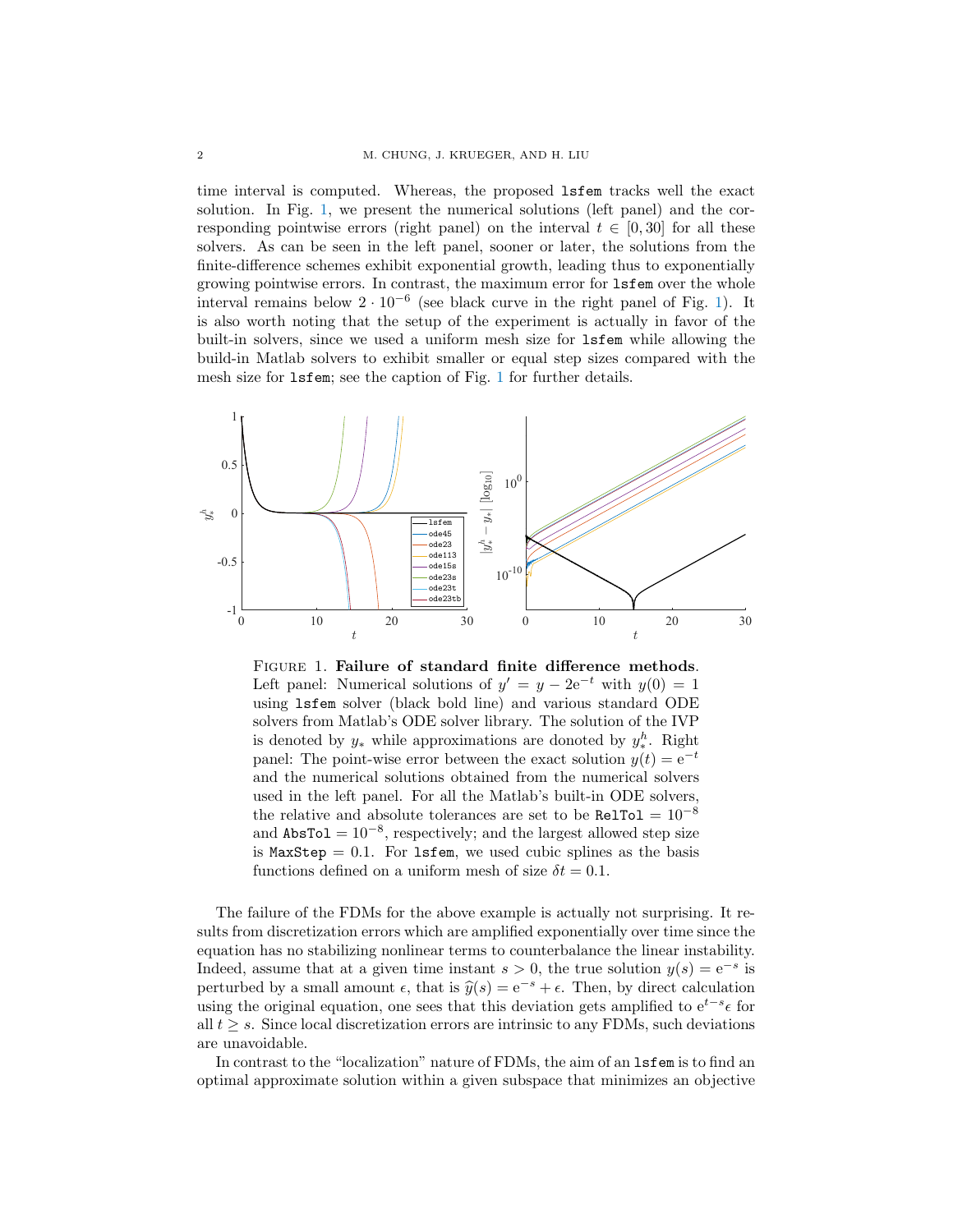time interval is computed. Whereas, the proposed `lsfem` tracks well the exact solution. In Fig. 1, we present the numerical solutions (left panel) and the corresponding pointwise errors (right panel) on the interval $t \in [0, 30]$ for all these solvers. As can be seen in the left panel, sooner or later, the solutions from the finite-difference schemes exhibit exponential growth, leading thus to exponentially growing pointwise errors. In contrast, the maximum error for `lsfem` over the whole interval remains below $2 \cdot 10^{-6}$ (see black curve in the right panel of Fig. 1). It is also worth noting that the setup of the experiment is actually in favor of the built-in solvers, since we used a uniform mesh size for `lsfem` while allowing the build-in Matlab solvers to exhibit smaller or equal step sizes compared with the mesh size for `lsfem`; see the caption of Fig. 1 for further details.

Figure 1. **Failure of standard finite difference methods**. Left panel: Numerical solutions of $y' = y - 2e^{-t}$ with $y(0) = 1$ using `lsfem` solver (black bold line) and various standard ODE solvers from Matlab's ODE solver library. The solution of the IVP is denoted by $y_*$ while approximations are donoted by $y_*^h$. Right panel: The point-wise error between the exact solution $y(t) = e^{-t}$ and the numerical solutions obtained from the numerical solvers used in the left panel. For all the Matlab's built-in ODE solvers, the relative and absolute tolerances are set to be `RelTol` $= 10^{-8}$ and `AbsTol` $= 10^{-8}$, respectively; and the largest allowed step size is `MaxStep` $= 0.1$. For `lsfem`, we used cubic splines as the basis functions defined on a uniform mesh of size $\delta t = 0.1$.

The failure of the FDMs for the above example is actually not surprising. It results from discretization errors which are amplified exponentially over time since the equation has no stabilizing nonlinear terms to counterbalance the linear instability. Indeed, assume that at a given time instant $s > 0$, the true solution $y(s) = e^{-s}$ is perturbed by a small amount $\epsilon$, that is $\widehat{y}(s) = e^{-s} + \epsilon$. Then, by direct calculation using the original equation, one sees that this deviation gets amplified to $e^{t-s}\epsilon$ for all $t \geq s$. Since local discretization errors are intrinsic to any FDMs, such deviations are unavoidable.

In contrast to the "localization" nature of FDMs, the aim of an `lsfem` is to find an optimal approximate solution within a given subspace that minimizes an objective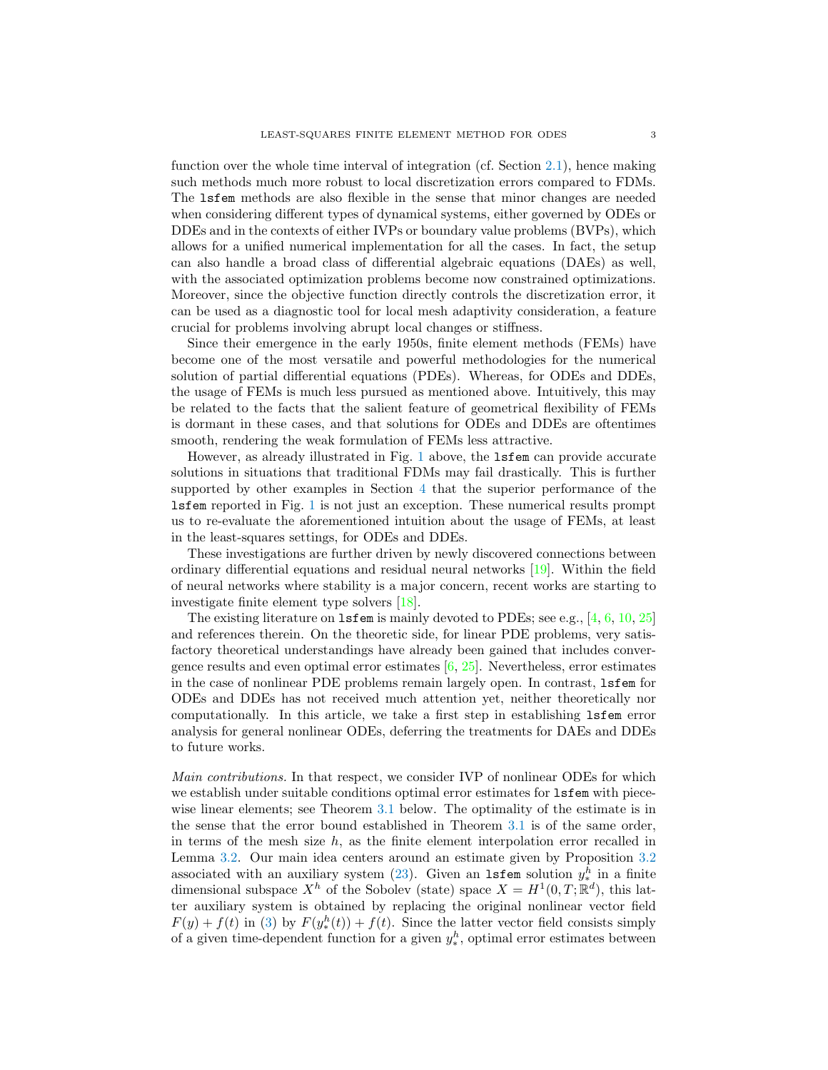function over the whole time interval of integration (cf. Section 2.1), hence making such methods much more robust to local discretization errors compared to FDMs. The `lsfem` methods are also flexible in the sense that minor changes are needed when considering different types of dynamical systems, either governed by ODEs or DDEs and in the contexts of either IVPs or boundary value problems (BVPs), which allows for a unified numerical implementation for all the cases. In fact, the setup can also handle a broad class of differential algebraic equations (DAEs) as well, with the associated optimization problems become now constrained optimizations. Moreover, since the objective function directly controls the discretization error, it can be used as a diagnostic tool for local mesh adaptivity consideration, a feature crucial for problems involving abrupt local changes or stiffness.

Since their emergence in the early 1950s, finite element methods (FEMs) have become one of the most versatile and powerful methodologies for the numerical solution of partial differential equations (PDEs). Whereas, for ODEs and DDEs, the usage of FEMs is much less pursued as mentioned above. Intuitively, this may be related to the facts that the salient feature of geometrical flexibility of FEMs is dormant in these cases, and that solutions for ODEs and DDEs are oftentimes smooth, rendering the weak formulation of FEMs less attractive.

However, as already illustrated in Fig. 1 above, the `lsfem` can provide accurate solutions in situations that traditional FDMs may fail drastically. This is further supported by other examples in Section 4 that the superior performance of the `lsfem` reported in Fig. 1 is not just an exception. These numerical results prompt us to re-evaluate the aforementioned intuition about the usage of FEMs, at least in the least-squares settings, for ODEs and DDEs.

These investigations are further driven by newly discovered connections between ordinary differential equations and residual neural networks [19]. Within the field of neural networks where stability is a major concern, recent works are starting to investigate finite element type solvers [18].

The existing literature on `lsfem` is mainly devoted to PDEs; see e.g., [4, 6, 10, 25] and references therein. On the theoretic side, for linear PDE problems, very satisfactory theoretical understandings have already been gained that includes convergence results and even optimal error estimates [6, 25]. Nevertheless, error estimates in the case of nonlinear PDE problems remain largely open. In contrast, `lsfem` for ODEs and DDEs has not received much attention yet, neither theoretically nor computationally. In this article, we take a first step in establishing `lsfem` error analysis for general nonlinear ODEs, deferring the treatments for DAEs and DDEs to future works.

*Main contributions.* In that respect, we consider IVP of nonlinear ODEs for which we establish under suitable conditions optimal error estimates for `lsfem` with piecewise linear elements; see Theorem 3.1 below. The optimality of the estimate is in the sense that the error bound established in Theorem 3.1 is of the same order, in terms of the mesh size $h$, as the finite element interpolation error recalled in Lemma 3.2. Our main idea centers around an estimate given by Proposition 3.2 associated with an auxiliary system (23). Given an `lsfem` solution $y_*^h$ in a finite dimensional subspace $X^h$ of the Sobolev (state) space $X = H^1(0, T; \mathbb{R}^d)$, this latter auxiliary system is obtained by replacing the original nonlinear vector field $F(y) + f(t)$ in (3) by $F(y_*^h(t)) + f(t)$. Since the latter vector field consists simply of a given time-dependent function for a given $y_*^h$, optimal error estimates between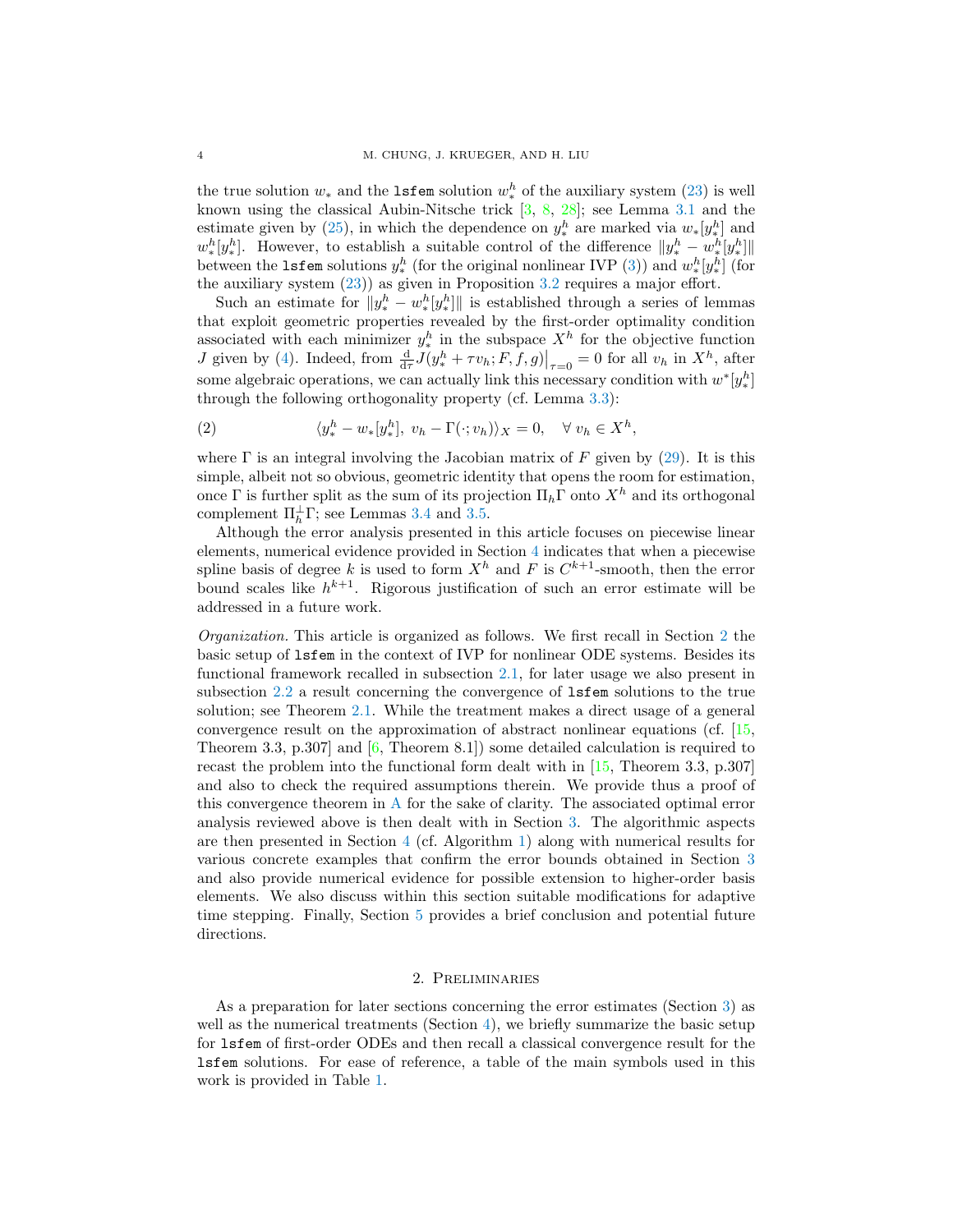the true solution $w_*$ and the `lsfem` solution $w_*^h$ of the auxiliary system (23) is well known using the classical Aubin-Nitsche trick [3, 8, 28]; see Lemma 3.1 and the estimate given by (25), in which the dependence on $y_*^h$ are marked via $w_*[y_*^h]$ and $w_*^h[y_*^h]$. However, to establish a suitable control of the difference $\|y_*^h - w_*^h[y_*^h]\|$ between the `lsfem` solutions $y_*^h$ (for the original nonlinear IVP (3)) and $w_*^h[y_*^h]$ (for the auxiliary system (23)) as given in Proposition 3.2 requires a major effort.

Such an estimate for $\|y_*^h - w_*^h[y_*^h]\|$ is established through a series of lemmas that exploit geometric properties revealed by the first-order optimality condition associated with each minimizer $y_*^h$ in the subspace $X^h$ for the objective function $J$ given by (4). Indeed, from $\frac{\mathrm{d}}{\mathrm{d}\tau} J(y_*^h + \tau v_h; F, f, g)\big|_{\tau=0} = 0$ for all $v_h$ in $X^h$, after some algebraic operations, we can actually link this necessary condition with $w^*[y_*^h]$ through the following orthogonality property (cf. Lemma 3.3):

$$
\langle y_*^h - w_*[y_*^h],\ v_h - \Gamma(\cdot; v_h)\rangle_X = 0, \quad \forall\ v_h \in X^h, \tag{2}
$$

where $\Gamma$ is an integral involving the Jacobian matrix of $F$ given by (29). It is this simple, albeit not so obvious, geometric identity that opens the room for estimation, once $\Gamma$ is further split as the sum of its projection $\Pi_h \Gamma$ onto $X^h$ and its orthogonal complement $\Pi_h^{\perp}\Gamma$; see Lemmas 3.4 and 3.5.

Although the error analysis presented in this article focuses on piecewise linear elements, numerical evidence provided in Section 4 indicates that when a piecewise spline basis of degree $k$ is used to form $X^h$ and $F$ is $C^{k+1}$-smooth, then the error bound scales like $h^{k+1}$. Rigorous justification of such an error estimate will be addressed in a future work.

*Organization.* This article is organized as follows. We first recall in Section 2 the basic setup of `lsfem` in the context of IVP for nonlinear ODE systems. Besides its functional framework recalled in subsection 2.1, for later usage we also present in subsection 2.2 a result concerning the convergence of `lsfem` solutions to the true solution; see Theorem 2.1. While the treatment makes a direct usage of a general convergence result on the approximation of abstract nonlinear equations (cf. [15, Theorem 3.3, p.307] and [6, Theorem 8.1]) some detailed calculation is required to recast the problem into the functional form dealt with in [15, Theorem 3.3, p.307] and also to check the required assumptions therein. We provide thus a proof of this convergence theorem in A for the sake of clarity. The associated optimal error analysis reviewed above is then dealt with in Section 3. The algorithmic aspects are then presented in Section 4 (cf. Algorithm 1) along with numerical results for various concrete examples that confirm the error bounds obtained in Section 3 and also provide numerical evidence for possible extension to higher-order basis elements. We also discuss within this section suitable modifications for adaptive time stepping. Finally, Section 5 provides a brief conclusion and potential future directions.

## 2. Preliminaries

As a preparation for later sections concerning the error estimates (Section 3) as well as the numerical treatments (Section 4), we briefly summarize the basic setup for `lsfem` of first-order ODEs and then recall a classical convergence result for the `lsfem` solutions. For ease of reference, a table of the main symbols used in this work is provided in Table 1.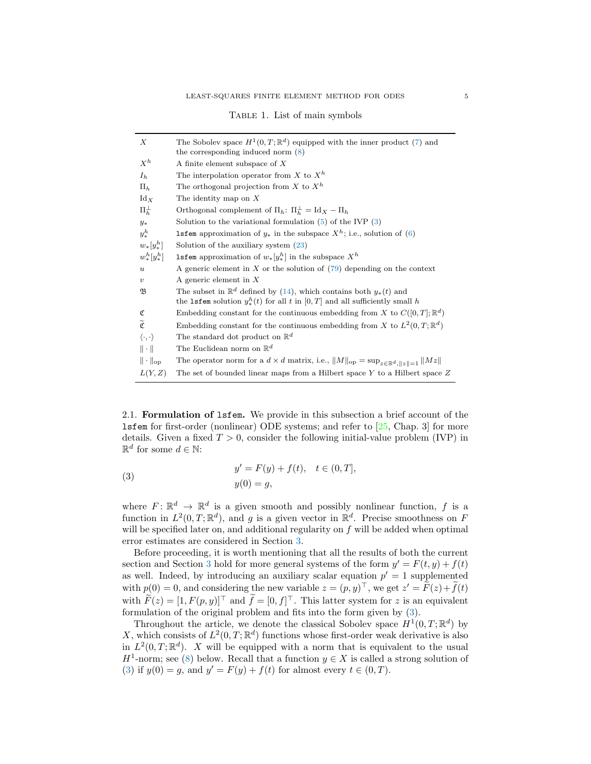Table 1. List of main symbols

| Symbol | Description |
|---|---|
| $X$ | The Sobolev space $H^1(0,T;\mathbb{R}^d)$ equipped with the inner product (7) and the corresponding induced norm (8) |
| $X^h$ | A finite element subspace of $X$ |
| $I_h$ | The interpolation operator from $X$ to $X^h$ |
| $\Pi_h$ | The orthogonal projection from $X$ to $X^h$ |
| $\mathrm{Id}_X$ | The identity map on $X$ |
| $\Pi_h^\perp$ | Orthogonal complement of $\Pi_h$: $\Pi_h^\perp = \mathrm{Id}_X - \Pi_h$ |
| $y_*$ | Solution to the variational formulation (5) of the IVP (3) |
| $y_*^h$ | `lsfem` approximation of $y_*$ in the subspace $X^h$; i.e., solution of (6) |
| $w_*[y_*^h]$ | Solution of the auxiliary system (23) |
| $w_*^h[y_*^h]$ | `lsfem` approximation of $w_*[y_*^h]$ in the subspace $X^h$ |
| $u$ | A generic element in $X$ or the solution of (79) depending on the context |
| $v$ | A generic element in $X$ |
| $\mathfrak{B}$ | The subset in $\mathbb{R}^d$ defined by (14), which contains both $y_*(t)$ and the `lsfem` solution $y_*^h(t)$ for all $t$ in $[0,T]$ and all sufficiently small $h$ |
| $\mathfrak{C}$ | Embedding constant for the continuous embedding from $X$ to $C([0,T];\mathbb{R}^d)$ |
| $\widetilde{\mathfrak{C}}$ | Embedding constant for the continuous embedding from $X$ to $L^2(0,T;\mathbb{R}^d)$ |
| $\langle\cdot,\cdot\rangle$ | The standard dot product on $\mathbb{R}^d$ |
| $\|\cdot\|$ | The Euclidean norm on $\mathbb{R}^d$ |
| $\|\cdot\|_{\mathrm{op}}$ | The operator norm for a $d\times d$ matrix, i.e., $\|M\|_{\mathrm{op}} = \sup_{z\in\mathbb{R}^d, \|z\|=1} \|Mz\|$ |
| $L(Y,Z)$ | The set of bounded linear maps from a Hilbert space $Y$ to a Hilbert space $Z$ |

2.1. **Formulation of `lsfem`.** We provide in this subsection a brief account of the `lsfem` for first-order (nonlinear) ODE systems; and refer to [25, Chap. 3] for more details. Given a fixed $T > 0$, consider the following initial-value problem (IVP) in $\mathbb{R}^d$ for some $d \in \mathbb{N}$:

$$
\begin{aligned}
&y' = F(y) + f(t), \quad t \in (0,T],\\
&y(0) = g,
\end{aligned}
\tag{3}
$$

where $F\colon \mathbb{R}^d \to \mathbb{R}^d$ is a given smooth and possibly nonlinear function, $f$ is a function in $L^2(0,T;\mathbb{R}^d)$, and $g$ is a given vector in $\mathbb{R}^d$. Precise smoothness on $F$ will be specified later on, and additional regularity on $f$ will be added when optimal error estimates are considered in Section 3.

Before proceeding, it is worth mentioning that all the results of both the current section and Section 3 hold for more general systems of the form $y' = F(t,y) + f(t)$ as well. Indeed, by introducing an auxiliary scalar equation $p' = 1$ supplemented with $p(0) = 0$, and considering the new variable $z = (p,y)^\top$, we get $z' = \widetilde{F}(z) + \widetilde{f}(t)$ with $\widetilde{F}(z) = [1, F(p,y)]^\top$ and $\widetilde{f} = [0, f]^\top$. This latter system for $z$ is an equivalent formulation of the original problem and fits into the form given by (3).

Throughout the article, we denote the classical Sobolev space $H^1(0,T;\mathbb{R}^d)$ by $X$, which consists of $L^2(0,T;\mathbb{R}^d)$ functions whose first-order weak derivative is also in $L^2(0,T;\mathbb{R}^d)$. $X$ will be equipped with a norm that is equivalent to the usual $H^1$-norm; see (8) below. Recall that a function $y \in X$ is called a strong solution of (3) if $y(0) = g$, and $y' = F(y) + f(t)$ for almost every $t \in (0,T)$.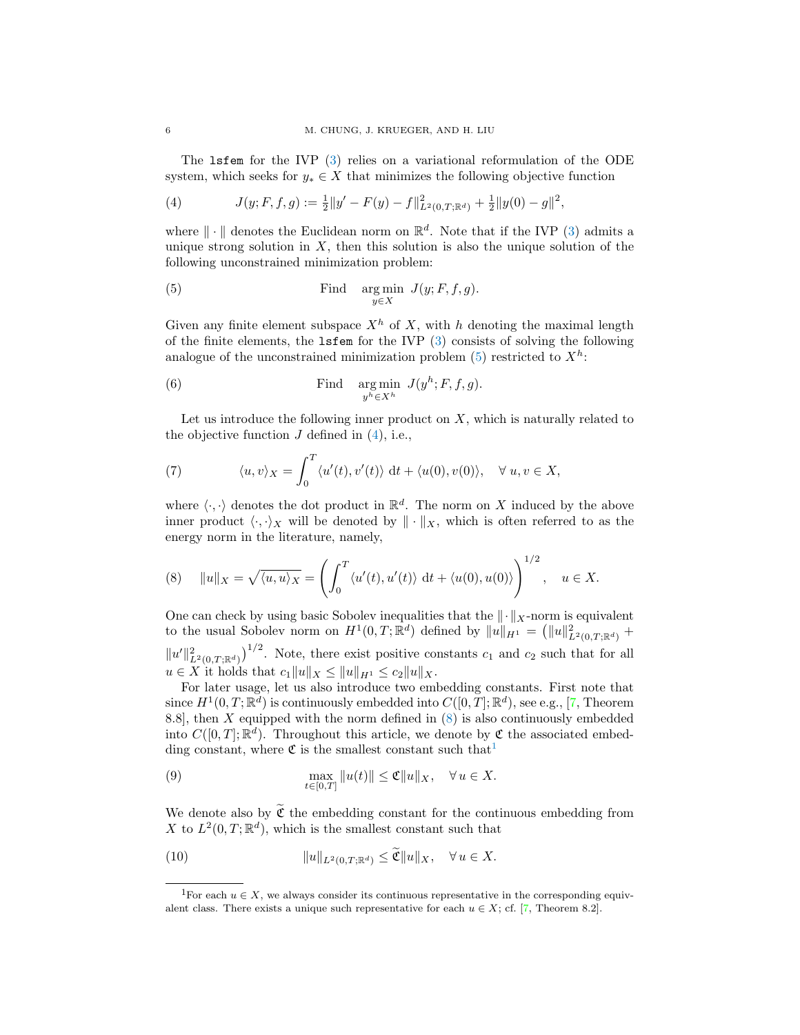The `lsfem` for the IVP (3) relies on a variational reformulation of the ODE system, which seeks for $y_* \in X$ that minimizes the following objective function

$$J(y; F, f, g) := \tfrac{1}{2}\|y' - F(y) - f\|^2_{L^2(0,T;\mathbb{R}^d)} + \tfrac{1}{2}\|y(0) - g\|^2, \tag{4}$$

where $\|\cdot\|$ denotes the Euclidean norm on $\mathbb{R}^d$. Note that if the IVP (3) admits a unique strong solution in $X$, then this solution is also the unique solution of the following unconstrained minimization problem:

$$\text{Find} \quad \underset{y \in X}{\arg\min}\ J(y; F, f, g). \tag{5}$$

Given any finite element subspace $X^h$ of $X$, with $h$ denoting the maximal length of the finite elements, the `lsfem` for the IVP (3) consists of solving the following analogue of the unconstrained minimization problem (5) restricted to $X^h$:

$$\text{Find} \quad \underset{y^h \in X^h}{\arg\min}\ J(y^h; F, f, g). \tag{6}$$

Let us introduce the following inner product on $X$, which is naturally related to the objective function $J$ defined in (4), i.e.,

$$\langle u, v\rangle_X = \int_0^T \langle u'(t), v'(t)\rangle \ \mathrm{d}t + \langle u(0), v(0)\rangle, \quad \forall\, u, v \in X, \tag{7}$$

where $\langle\cdot,\cdot\rangle$ denotes the dot product in $\mathbb{R}^d$. The norm on $X$ induced by the above inner product $\langle\cdot,\cdot\rangle_X$ will be denoted by $\|\cdot\|_X$, which is often referred to as the energy norm in the literature, namely,

$$\|u\|_X = \sqrt{\langle u, u\rangle_X} = \left(\int_0^T \langle u'(t), u'(t)\rangle \ \mathrm{d}t + \langle u(0), u(0)\rangle\right)^{1/2}, \quad u \in X. \tag{8}$$

One can check by using basic Sobolev inequalities that the $\|\cdot\|_X$-norm is equivalent to the usual Sobolev norm on $H^1(0,T;\mathbb{R}^d)$ defined by $\|u\|_{H^1} = \big(\|u\|^2_{L^2(0,T;\mathbb{R}^d)} + \|u'\|^2_{L^2(0,T;\mathbb{R}^d)}\big)^{1/2}$. Note, there exist positive constants $c_1$ and $c_2$ such that for all $u \in X$ it holds that $c_1\|u\|_X \le \|u\|_{H^1} \le c_2\|u\|_X$.

For later usage, let us also introduce two embedding constants. First note that since $H^1(0,T;\mathbb{R}^d)$ is continuously embedded into $C([0,T];\mathbb{R}^d)$, see e.g., [7, Theorem 8.8], then $X$ equipped with the norm defined in (8) is also continuously embedded into $C([0,T];\mathbb{R}^d)$. Throughout this article, we denote by $\mathfrak{C}$ the associated embedding constant, where $\mathfrak{C}$ is the smallest constant such that[1]

$$\max_{t\in[0,T]} \|u(t)\| \le \mathfrak{C}\|u\|_X, \quad \forall\, u \in X. \tag{9}$$

We denote also by $\widetilde{\mathfrak{C}}$ the embedding constant for the continuous embedding from $X$ to $L^2(0,T;\mathbb{R}^d)$, which is the smallest constant such that

$$\|u\|_{L^2(0,T;\mathbb{R}^d)} \le \widetilde{\mathfrak{C}}\|u\|_X, \quad \forall\, u \in X. \tag{10}$$

---

[1] For each $u \in X$, we always consider its continuous representative in the corresponding equivalent class. There exists a unique such representative for each $u \in X$; cf. [7, Theorem 8.2].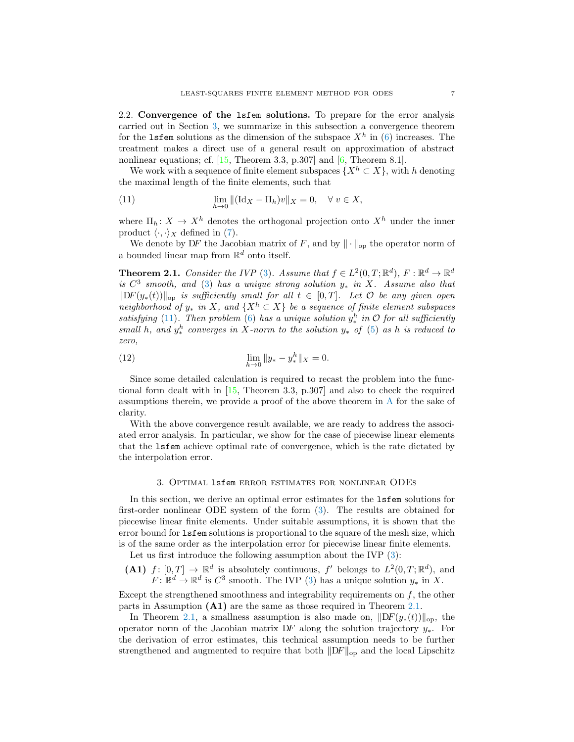2.2. **Convergence of the `lsfem` solutions.** To prepare for the error analysis carried out in Section 3, we summarize in this subsection a convergence theorem for the `lsfem` solutions as the dimension of the subspace $X^h$ in (6) increases. The treatment makes a direct use of a general result on approximation of abstract nonlinear equations; cf. [15, Theorem 3.3, p.307] and [6, Theorem 8.1].

We work with a sequence of finite element subspaces $\{X^h \subset X\}$, with $h$ denoting the maximal length of the finite elements, such that

$$\lim_{h\to 0} \|(\mathrm{Id}_X - \Pi_h)v\|_X = 0, \quad \forall\, v \in X, \tag{11}$$

where $\Pi_h \colon X \to X^h$ denotes the orthogonal projection onto $X^h$ under the inner product $\langle \cdot, \cdot \rangle_X$ defined in (7).

We denote by $\mathrm{D}F$ the Jacobian matrix of $F$, and by $\|\cdot\|_{\mathrm{op}}$ the operator norm of a bounded linear map from $\mathbb{R}^d$ onto itself.

**Theorem 2.1.** *Consider the IVP (3). Assume that $f \in L^2(0,T;\mathbb{R}^d)$, $F : \mathbb{R}^d \to \mathbb{R}^d$ is $C^3$ smooth, and (3) has a unique strong solution $y_*$ in $X$. Assume also that $\|\mathrm{D}F(y_*(t))\|_{\mathrm{op}}$ is sufficiently small for all $t \in [0,T]$. Let $\mathcal{O}$ be any given open neighborhood of $y_*$ in $X$, and $\{X^h \subset X\}$ be a sequence of finite element subspaces satisfying (11). Then problem (6) has a unique solution $y_*^h$ in $\mathcal{O}$ for all sufficiently small $h$, and $y_*^h$ converges in $X$-norm to the solution $y_*$ of (5) as $h$ is reduced to zero,*

$$\lim_{h\to 0} \|y_* - y_*^h\|_X = 0. \tag{12}$$

Since some detailed calculation is required to recast the problem into the functional form dealt with in [15, Theorem 3.3, p.307] and also to check the required assumptions therein, we provide a proof of the above theorem in A for the sake of clarity.

With the above convergence result available, we are ready to address the associated error analysis. In particular, we show for the case of piecewise linear elements that the `lsfem` achieve optimal rate of convergence, which is the rate dictated by the interpolation error.

## 3. Optimal `lsfem` error estimates for nonlinear ODEs

In this section, we derive an optimal error estimates for the `lsfem` solutions for first-order nonlinear ODE system of the form (3). The results are obtained for piecewise linear finite elements. Under suitable assumptions, it is shown that the error bound for `lsfem` solutions is proportional to the square of the mesh size, which is of the same order as the interpolation error for piecewise linear finite elements.

Let us first introduce the following assumption about the IVP (3):

**(A1)** $f \colon [0,T] \to \mathbb{R}^d$ is absolutely continuous, $f'$ belongs to $L^2(0,T;\mathbb{R}^d)$, and $F \colon \mathbb{R}^d \to \mathbb{R}^d$ is $C^3$ smooth. The IVP (3) has a unique solution $y_*$ in $X$.

Except the strengthened smoothness and integrability requirements on $f$, the other parts in Assumption **(A1)** are the same as those required in Theorem 2.1.

In Theorem 2.1, a smallness assumption is also made on, $\|\mathrm{D}F(y_*(t))\|_{\mathrm{op}}$, the operator norm of the Jacobian matrix $\mathrm{D}F$ along the solution trajectory $y_*$. For the derivation of error estimates, this technical assumption needs to be further strengthened and augmented to require that both $\|\mathrm{D}F\|_{\mathrm{op}}$ and the local Lipschitz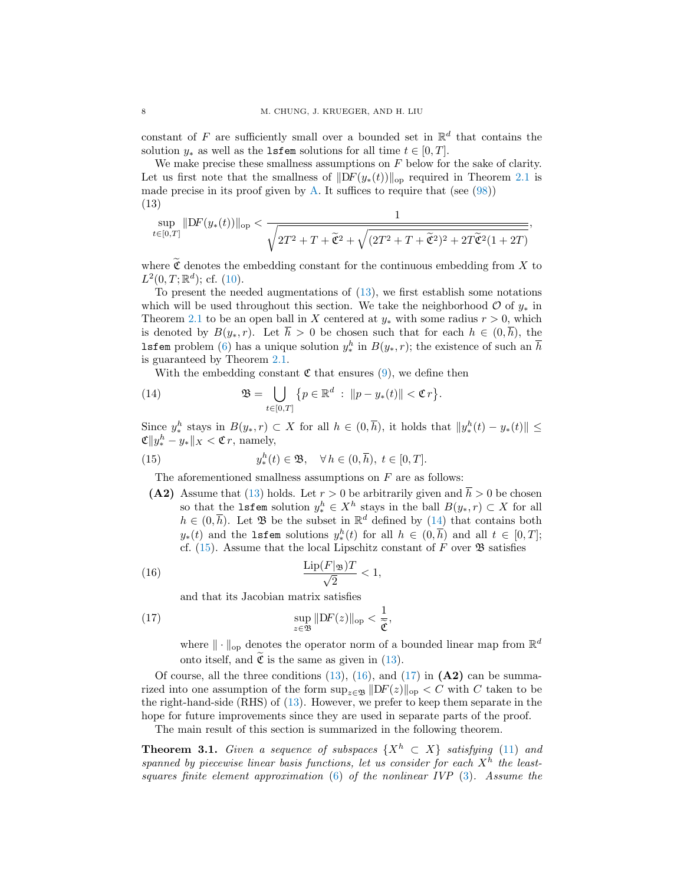constant of $F$ are sufficiently small over a bounded set in $\mathbb{R}^d$ that contains the solution $y_*$ as well as the `lsfem` solutions for all time $t \in [0, T]$.

We make precise these smallness assumptions on $F$ below for the sake of clarity. Let us first note that the smallness of $\|\mathrm{D}F(y_*(t))\|_{\mathrm{op}}$ required in Theorem 2.1 is made precise in its proof given by A. It suffices to require that (see (98))

$$
\sup_{t\in[0,T]} \|\mathrm{D}F(y_*(t))\|_{\mathrm{op}} < \frac{1}{\sqrt{2T^2 + T + \widetilde{\mathfrak{C}}^2 + \sqrt{(2T^2 + T + \widetilde{\mathfrak{C}}^2)^2 + 2T\widetilde{\mathfrak{C}}^2(1+2T)}}}, \tag{13}
$$

where $\widetilde{\mathfrak{C}}$ denotes the embedding constant for the continuous embedding from $X$ to $L^2(0, T; \mathbb{R}^d)$; cf. (10).

To present the needed augmentations of (13), we first establish some notations which will be used throughout this section. We take the neighborhood $\mathcal{O}$ of $y_*$ in Theorem 2.1 to be an open ball in $X$ centered at $y_*$ with some radius $r > 0$, which is denoted by $B(y_*, r)$. Let $\overline{h} > 0$ be chosen such that for each $h \in (0, \overline{h})$, the `lsfem` problem (6) has a unique solution $y_*^h$ in $B(y_*, r)$; the existence of such an $\overline{h}$ is guaranteed by Theorem 2.1.

With the embedding constant $\mathfrak{C}$ that ensures (9), we define then

$$
\mathfrak{B} = \bigcup_{t\in[0,T]} \big\{ p \in \mathbb{R}^d \ : \ \|p - y_*(t)\| < \mathfrak{C}\, r \big\}. \tag{14}
$$

Since $y_*^h$ stays in $B(y_*, r) \subset X$ for all $h \in (0, \overline{h})$, it holds that $\|y_*^h(t) - y_*(t)\| \le \mathfrak{C}\|y_*^h - y_*\|_X < \mathfrak{C}\, r$, namely,

$$
y_*^h(t) \in \mathfrak{B}, \quad \forall\, h \in (0, \overline{h}),\ t \in [0, T]. \tag{15}
$$

The aforementioned smallness assumptions on $F$ are as follows:

**(A2)** Assume that (13) holds. Let $r > 0$ be arbitrarily given and $\overline{h} > 0$ be chosen so that the `lsfem` solution $y_*^h \in X^h$ stays in the ball $B(y_*, r) \subset X$ for all $h \in (0, \overline{h})$. Let $\mathfrak{B}$ be the subset in $\mathbb{R}^d$ defined by (14) that contains both $y_*(t)$ and the `lsfem` solutions $y_*^h(t)$ for all $h \in (0, \overline{h})$ and all $t \in [0, T]$; cf. (15). Assume that the local Lipschitz constant of $F$ over $\mathfrak{B}$ satisfies

$$
\frac{\mathrm{Lip}(F|_{\mathfrak{B}})T}{\sqrt{2}} < 1, \tag{16}
$$

and that its Jacobian matrix satisfies

$$
\sup_{z\in\mathfrak{B}} \|\mathrm{D}F(z)\|_{\mathrm{op}} < \frac{1}{\widetilde{\mathfrak{C}}}, \tag{17}
$$

where $\|\cdot\|_{\mathrm{op}}$ denotes the operator norm of a bounded linear map from $\mathbb{R}^d$ onto itself, and $\widetilde{\mathfrak{C}}$ is the same as given in (13).

Of course, all the three conditions (13), (16), and (17) in **(A2)** can be summarized into one assumption of the form $\sup_{z\in\mathfrak{B}} \|\mathrm{D}F(z)\|_{\mathrm{op}} < C$ with $C$ taken to be the right-hand-side (RHS) of (13). However, we prefer to keep them separate in the hope for future improvements since they are used in separate parts of the proof.

The main result of this section is summarized in the following theorem.

**Theorem 3.1.** *Given a sequence of subspaces $\{X^h \subset X\}$ satisfying* (11) *and spanned by piecewise linear basis functions, let us consider for each $X^h$ the least-squares finite element approximation* (6) *of the nonlinear IVP* (3)*. Assume the*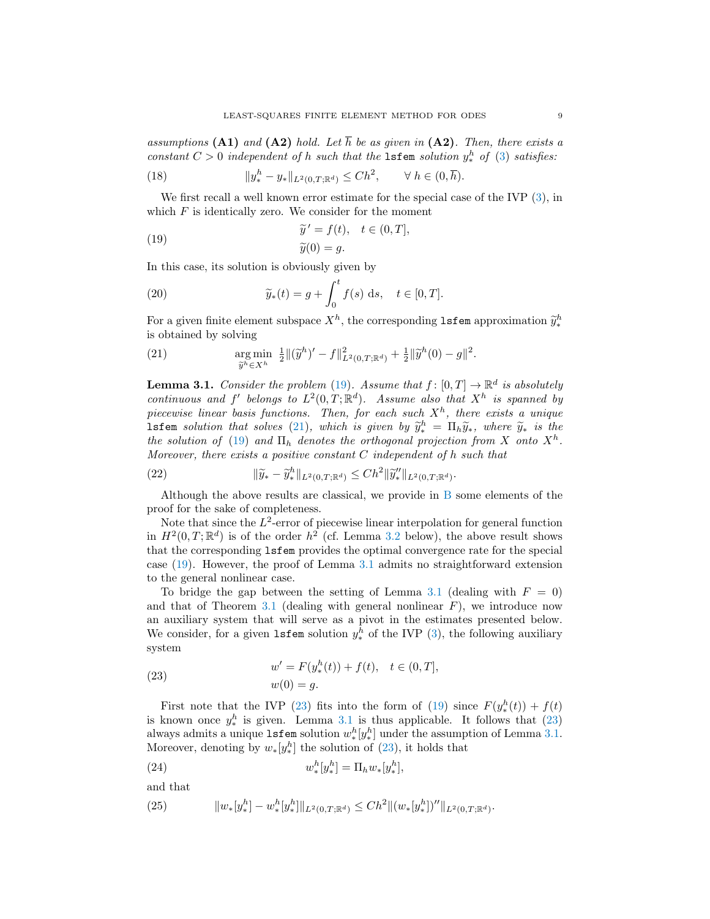*assumptions* **(A1)** *and* **(A2)** *hold. Let* $\overline{h}$ *be as given in* **(A2)***. Then, there exists a constant* $C > 0$ *independent of* $h$ *such that the* `lsfem` *solution* $y_*^h$ *of* (3) *satisfies:*

$$\|y_*^h - y_*\|_{L^2(0,T;\mathbb{R}^d)} \leq Ch^2, \qquad \forall\, h \in (0, \overline{h}). \tag{18}$$

We first recall a well known error estimate for the special case of the IVP (3), in which $F$ is identically zero. We consider for the moment

$$\begin{aligned} \widetilde{y}\,' &= f(t), \quad t \in (0, T], \\ \widetilde{y}(0) &= g. \end{aligned} \tag{19}$$

In this case, its solution is obviously given by

$$\widetilde{y}_*(t) = g + \int_0^t f(s)\ \mathrm{d}s, \quad t \in [0, T]. \tag{20}$$

For a given finite element subspace $X^h$, the corresponding `lsfem` approximation $\widetilde{y}_*^h$ is obtained by solving

$$\operatorname*{arg\,min}_{\widetilde{y}^h \in X^h}\ \tfrac{1}{2}\|(\widetilde{y}^h)' - f\|^2_{L^2(0,T;\mathbb{R}^d)} + \tfrac{1}{2}\|\widetilde{y}^h(0) - g\|^2. \tag{21}$$

**Lemma 3.1.** *Consider the problem* (19)*. Assume that* $f\colon [0, T] \to \mathbb{R}^d$ *is absolutely continuous and* $f'$ *belongs to* $L^2(0, T; \mathbb{R}^d)$*. Assume also that* $X^h$ *is spanned by piecewise linear basis functions. Then, for each such* $X^h$*, there exists a unique* `lsfem` *solution that solves* (21)*, which is given by* $\widetilde{y}_*^h = \Pi_h \widetilde{y}_*$*, where* $\widetilde{y}_*$ *is the the solution of* (19) *and* $\Pi_h$ *denotes the orthogonal projection from* $X$ *onto* $X^h$*. Moreover, there exists a positive constant* $C$ *independent of* $h$ *such that*

$$\|\widetilde{y}_* - \widetilde{y}_*^h\|_{L^2(0,T;\mathbb{R}^d)} \leq Ch^2 \|\widetilde{y}_*''\|_{L^2(0,T;\mathbb{R}^d)}. \tag{22}$$

Although the above results are classical, we provide in B some elements of the proof for the sake of completeness.

Note that since the $L^2$-error of piecewise linear interpolation for general function in $H^2(0, T; \mathbb{R}^d)$ is of the order $h^2$ (cf. Lemma 3.2 below), the above result shows that the corresponding `lsfem` provides the optimal convergence rate for the special case (19). However, the proof of Lemma 3.1 admits no straightforward extension to the general nonlinear case.

To bridge the gap between the setting of Lemma 3.1 (dealing with $F = 0$) and that of Theorem 3.1 (dealing with general nonlinear $F$), we introduce now an auxiliary system that will serve as a pivot in the estimates presented below. We consider, for a given `lsfem` solution $y_*^h$ of the IVP (3), the following auxiliary system

$$\begin{aligned} w' &= F(y_*^h(t)) + f(t), \quad t \in (0, T], \\ w(0) &= g. \end{aligned} \tag{23}$$

First note that the IVP (23) fits into the form of (19) since $F(y_*^h(t)) + f(t)$ is known once $y_*^h$ is given. Lemma 3.1 is thus applicable. It follows that (23) always admits a unique `lsfem` solution $w_*^h[y_*^h]$ under the assumption of Lemma 3.1. Moreover, denoting by $w_*[y_*^h]$ the solution of (23), it holds that

$$w_*^h[y_*^h] = \Pi_h w_*[y_*^h], \tag{24}$$

and that

$$\|w_*[y_*^h] - w_*^h[y_*^h]\|_{L^2(0,T;\mathbb{R}^d)} \leq Ch^2 \|(w_*[y_*^h])''\|_{L^2(0,T;\mathbb{R}^d)}. \tag{25}$$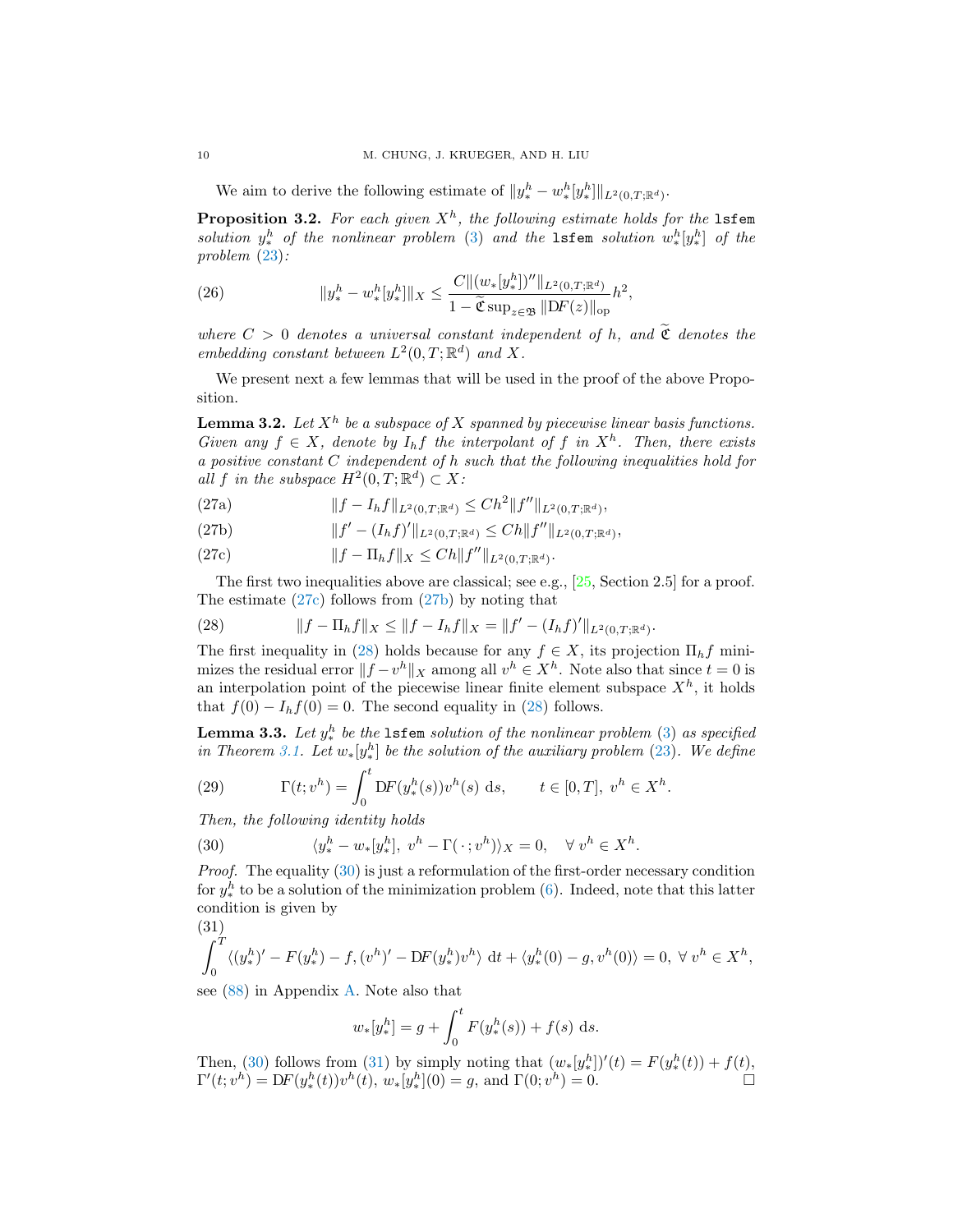We aim to derive the following estimate of $\|y^h_* - w^h_*[y^h_*]\|_{L^2(0,T;\mathbb{R}^d)}$.

**Proposition 3.2.** *For each given $X^h$, the following estimate holds for the* `lsfem` *solution $y^h_*$ of the nonlinear problem (3) and the* `lsfem` *solution $w^h_*[y^h_*]$ of the problem (23):*

$$\|y^h_* - w^h_*[y^h_*]\|_X \leq \frac{C\|(w_*[y^h_*])''\|_{L^2(0,T;\mathbb{R}^d)}}{1 - \widetilde{\mathfrak{C}} \sup_{z\in\mathfrak{B}} \|\mathrm{D}F(z)\|_{\mathrm{op}}} h^2, \tag{26}$$

*where $C > 0$ denotes a universal constant independent of $h$, and $\widetilde{\mathfrak{C}}$ denotes the embedding constant between $L^2(0,T;\mathbb{R}^d)$ and $X$.*

We present next a few lemmas that will be used in the proof of the above Proposition.

**Lemma 3.2.** *Let $X^h$ be a subspace of $X$ spanned by piecewise linear basis functions. Given any $f \in X$, denote by $I_h f$ the interpolant of $f$ in $X^h$. Then, there exists a positive constant $C$ independent of $h$ such that the following inequalities hold for all $f$ in the subspace $H^2(0,T;\mathbb{R}^d) \subset X$:*

$$\|f - I_h f\|_{L^2(0,T;\mathbb{R}^d)} \leq Ch^2 \|f''\|_{L^2(0,T;\mathbb{R}^d)}, \tag{27a}$$

$$\|f' - (I_h f)'\|_{L^2(0,T;\mathbb{R}^d)} \leq Ch \|f''\|_{L^2(0,T;\mathbb{R}^d)}, \tag{27b}$$

$$\|f - \Pi_h f\|_X \leq Ch \|f''\|_{L^2(0,T;\mathbb{R}^d)}. \tag{27c}$$

The first two inequalities above are classical; see e.g., [25, Section 2.5] for a proof. The estimate (27c) follows from (27b) by noting that

$$\|f - \Pi_h f\|_X \leq \|f - I_h f\|_X = \|f' - (I_h f)'\|_{L^2(0,T;\mathbb{R}^d)}. \tag{28}$$

The first inequality in (28) holds because for any $f \in X$, its projection $\Pi_h f$ minimizes the residual error $\|f - v^h\|_X$ among all $v^h \in X^h$. Note also that since $t = 0$ is an interpolation point of the piecewise linear finite element subspace $X^h$, it holds that $f(0) - I_h f(0) = 0$. The second equality in (28) follows.

**Lemma 3.3.** *Let $y^h_*$ be the* `lsfem` *solution of the nonlinear problem (3) as specified in Theorem 3.1. Let $w_*[y^h_*]$ be the solution of the auxiliary problem (23). We define*

$$\Gamma(t; v^h) = \int_0^t \mathrm{D}F(y^h_*(s)) v^h(s) \, \mathrm{d}s, \qquad t \in [0,T],\ v^h \in X^h. \tag{29}$$

*Then, the following identity holds*

$$\langle y^h_* - w_*[y^h_*],\ v^h - \Gamma(\,\cdot\,; v^h)\rangle_X = 0, \quad \forall\, v^h \in X^h. \tag{30}$$

*Proof.* The equality (30) is just a reformulation of the first-order necessary condition for $y^h_*$ to be a solution of the minimization problem (6). Indeed, note that this latter condition is given by

$$\int_0^T \langle (y^h_*)' - F(y^h_*) - f, (v^h)' - \mathrm{D}F(y^h_*) v^h \rangle \, \mathrm{d}t + \langle y^h_*(0) - g, v^h(0)\rangle = 0,\ \forall\, v^h \in X^h, \tag{31}$$

see (88) in Appendix A. Note also that

$$w_*[y^h_*] = g + \int_0^t F(y^h_*(s)) + f(s) \, \mathrm{d}s.$$

Then, (30) follows from (31) by simply noting that $(w_*[y^h_*])'(t) = F(y^h_*(t)) + f(t)$, $\Gamma'(t; v^h) = \mathrm{D}F(y^h_*(t)) v^h(t)$, $w_*[y^h_*](0) = g$, and $\Gamma(0; v^h) = 0$. $\square$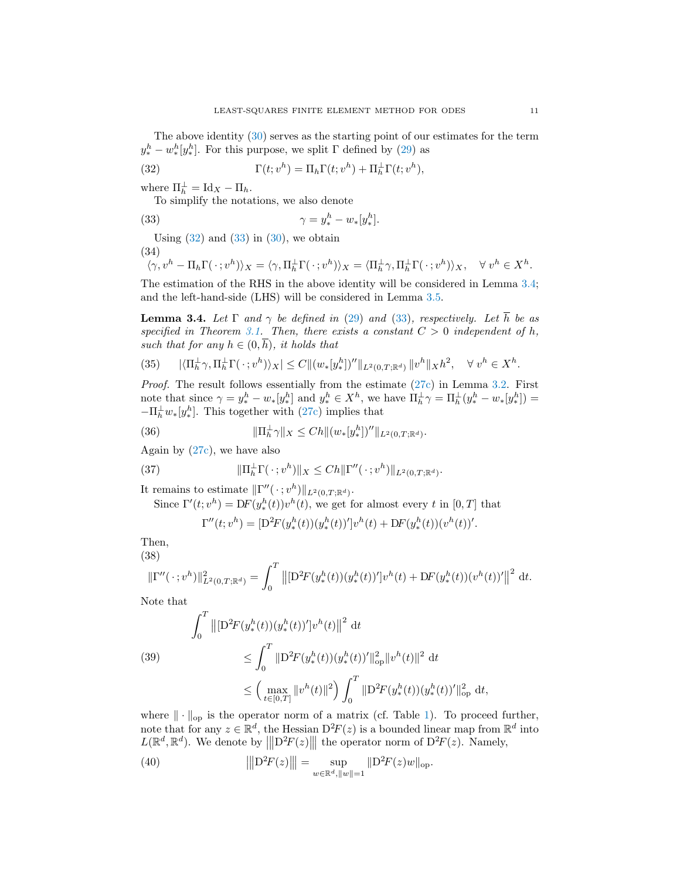The above identity (30) serves as the starting point of our estimates for the term $y^h_* - w_*[y^h_*]$. For this purpose, we split $\Gamma$ defined by (29) as

$$\Gamma(t; v^h) = \Pi_h \Gamma(t; v^h) + \Pi_h^\perp \Gamma(t; v^h), \tag{32}$$

where $\Pi_h^\perp = \mathrm{Id}_X - \Pi_h$.

To simplify the notations, we also denote

$$\gamma = y^h_* - w_*[y^h_*]. \tag{33}$$

Using (32) and (33) in (30), we obtain

$$\langle \gamma, v^h - \Pi_h \Gamma(\,\cdot\,; v^h)\rangle_X = \langle \gamma, \Pi_h^\perp \Gamma(\,\cdot\,; v^h)\rangle_X = \langle \Pi_h^\perp \gamma, \Pi_h^\perp \Gamma(\,\cdot\,; v^h)\rangle_X, \quad \forall\, v^h \in X^h. \tag{34}$$

The estimation of the RHS in the above identity will be considered in Lemma 3.4; and the left-hand-side (LHS) will be considered in Lemma 3.5.

**Lemma 3.4.** *Let $\Gamma$ and $\gamma$ be defined in (29) and (33), respectively. Let $\overline{h}$ be as specified in Theorem 3.1. Then, there exists a constant $C > 0$ independent of $h$, such that for any $h \in (0, \overline{h})$, it holds that*

$$|\langle \Pi_h^\perp \gamma, \Pi_h^\perp \Gamma(\,\cdot\,; v^h)\rangle_X| \le C \|(w_*[y^h_*])''\|_{L^2(0,T;\mathbb{R}^d)} \|v^h\|_X h^2, \quad \forall\, v^h \in X^h. \tag{35}$$

*Proof.* The result follows essentially from the estimate (27c) in Lemma 3.2. First note that since $\gamma = y^h_* - w_*[y^h_*]$ and $y^h_* \in X^h$, we have $\Pi_h^\perp \gamma = \Pi_h^\perp (y^h_* - w_*[y^h_*]) = -\Pi_h^\perp w_*[y^h_*]$. This together with (27c) implies that

$$\|\Pi_h^\perp \gamma\|_X \le Ch \|(w_*[y^h_*])''\|_{L^2(0,T;\mathbb{R}^d)}. \tag{36}$$

Again by (27c), we have also

$$\|\Pi_h^\perp \Gamma(\,\cdot\,; v^h)\|_X \le Ch \|\Gamma''(\,\cdot\,; v^h)\|_{L^2(0,T;\mathbb{R}^d)}. \tag{37}$$

It remains to estimate $\|\Gamma''(\,\cdot\,; v^h)\|_{L^2(0,T;\mathbb{R}^d)}$.

Since $\Gamma'(t; v^h) = \mathrm{D}F(y^h_*(t)) v^h(t)$, we get for almost every $t$ in $[0,T]$ that

$$\Gamma''(t; v^h) = [\mathrm{D}^2 F(y^h_*(t))(y^h_*(t))'] v^h(t) + \mathrm{D}F(y^h_*(t))(v^h(t))'.$$

Then,

$$\|\Gamma''(\,\cdot\,; v^h)\|^2_{L^2(0,T;\mathbb{R}^d)} = \int_0^T \left\|[\mathrm{D}^2 F(y^h_*(t))(y^h_*(t))'] v^h(t) + \mathrm{D}F(y^h_*(t))(v^h(t))'\right\|^2 \,\mathrm{d}t. \tag{38}$$

Note that

$$\begin{aligned}
&\int_0^T \left\|[\mathrm{D}^2 F(y^h_*(t))(y^h_*(t))'] v^h(t)\right\|^2 \,\mathrm{d}t \\
&\qquad \le \int_0^T \|\mathrm{D}^2 F(y^h_*(t))(y^h_*(t))'\|^2_{\mathrm{op}} \|v^h(t)\|^2 \,\mathrm{d}t \\
&\qquad \le \Big(\max_{t\in[0,T]} \|v^h(t)\|^2\Big) \int_0^T \|\mathrm{D}^2 F(y^h_*(t))(y^h_*(t))'\|^2_{\mathrm{op}} \,\mathrm{d}t,
\end{aligned} \tag{39}$$

where $\|\cdot\|_{\mathrm{op}}$ is the operator norm of a matrix (cf. Table 1). To proceed further, note that for any $z \in \mathbb{R}^d$, the Hessian $\mathrm{D}^2 F(z)$ is a bounded linear map from $\mathbb{R}^d$ into $L(\mathbb{R}^d, \mathbb{R}^d)$. We denote by $\left|\!\left|\!\left|\mathrm{D}^2 F(z)\right|\!\right|\!\right|$ the operator norm of $\mathrm{D}^2 F(z)$. Namely,

$$\left|\!\left|\!\left|\mathrm{D}^2 F(z)\right|\!\right|\!\right| = \sup_{w \in \mathbb{R}^d, \|w\|=1} \|\mathrm{D}^2 F(z) w\|_{\mathrm{op}}. \tag{40}$$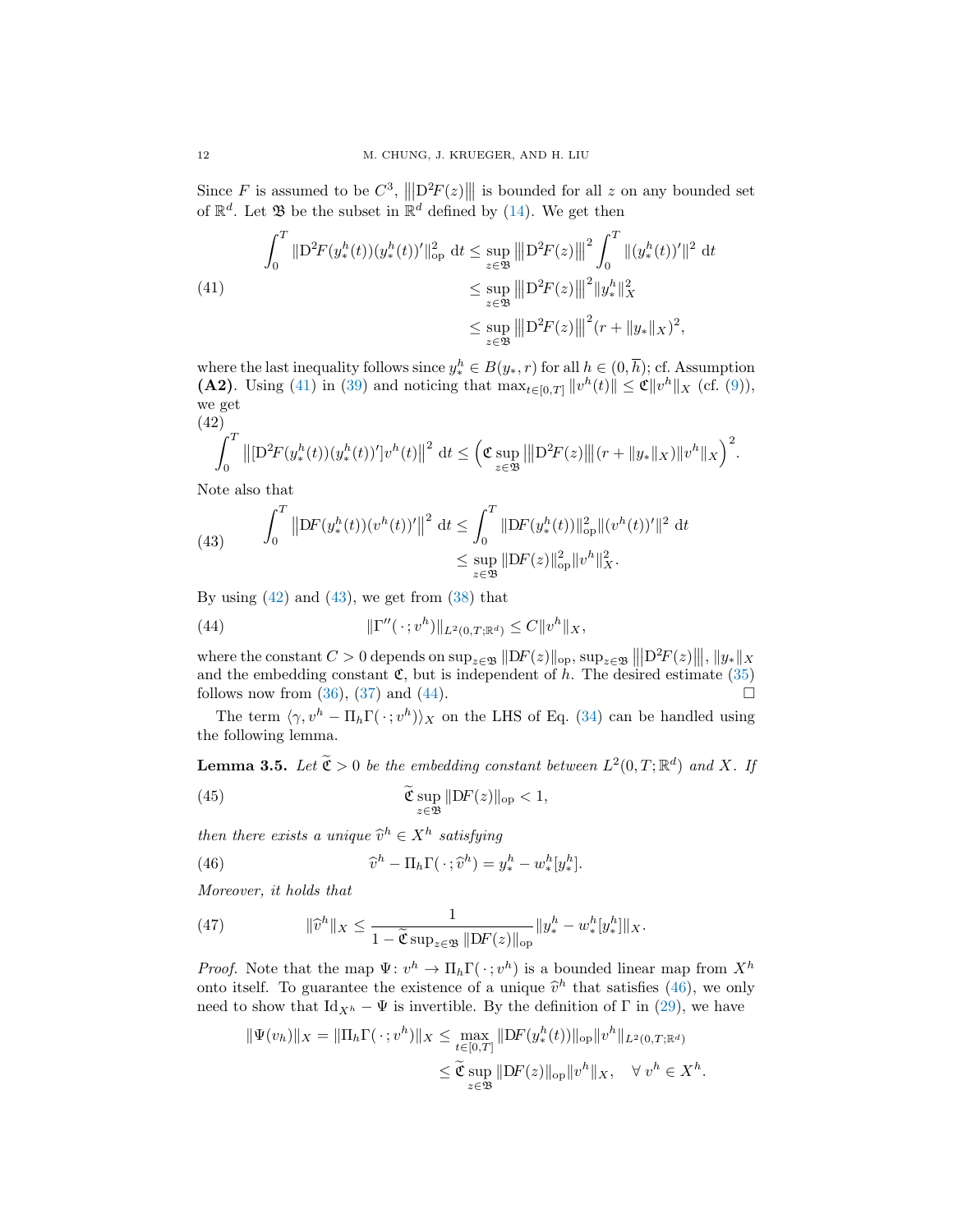Since $F$ is assumed to be $C^3$, $\left|\!\left|\!\left|\mathrm{D}^2F(z)\right|\!\right|\!\right|$ is bounded for all $z$ on any bounded set of $\mathbb{R}^d$. Let $\mathfrak{B}$ be the subset in $\mathbb{R}^d$ defined by (14). We get then

$$
\begin{aligned}
\int_0^T \|\mathrm{D}^2F(y_*^h(t))(y_*^h(t))'\|_{\mathrm{op}}^2 \,\mathrm{d}t &\le \sup_{z\in\mathfrak{B}} \left|\!\left|\!\left|\mathrm{D}^2F(z)\right|\!\right|\!\right|^2 \int_0^T \|(y_*^h(t))'\|^2 \,\mathrm{d}t \\
&\le \sup_{z\in\mathfrak{B}} \left|\!\left|\!\left|\mathrm{D}^2F(z)\right|\!\right|\!\right|^2 \|y_*^h\|_X^2 \\
&\le \sup_{z\in\mathfrak{B}} \left|\!\left|\!\left|\mathrm{D}^2F(z)\right|\!\right|\!\right|^2 (r + \|y_*\|_X)^2,
\end{aligned}
\tag{41}
$$

where the last inequality follows since $y_*^h \in B(y_*, r)$ for all $h \in (0, \overline{h})$; cf. Assumption **(A2)**. Using (41) in (39) and noticing that $\max_{t\in[0,T]} \|v^h(t)\| \le \mathfrak{C}\|v^h\|_X$ (cf. (9)), we get

$$
\int_0^T \left\|[\mathrm{D}^2F(y_*^h(t))(y_*^h(t))']v^h(t)\right\|^2 \,\mathrm{d}t \le \Big(\mathfrak{C}\sup_{z\in\mathfrak{B}}\left|\!\left|\!\left|\mathrm{D}^2F(z)\right|\!\right|\!\right|(r + \|y_*\|_X)\|v^h\|_X\Big)^2. \tag{42}
$$

Note also that

$$
\begin{aligned}
\int_0^T \left\|\mathrm{D}F(y_*^h(t))(v^h(t))'\right\|^2 \,\mathrm{d}t &\le \int_0^T \|\mathrm{D}F(y_*^h(t))\|_{\mathrm{op}}^2 \|(v^h(t))'\|^2 \,\mathrm{d}t \\
&\le \sup_{z\in\mathfrak{B}} \|\mathrm{D}F(z)\|_{\mathrm{op}}^2 \|v^h\|_X^2.
\end{aligned}
\tag{43}
$$

By using (42) and (43), we get from (38) that

$$
\|\Gamma''(\,\cdot\,; v^h)\|_{L^2(0,T;\mathbb{R}^d)} \le C\|v^h\|_X, \tag{44}
$$

where the constant $C > 0$ depends on $\sup_{z\in\mathfrak{B}} \|\mathrm{D}F(z)\|_{\mathrm{op}}$, $\sup_{z\in\mathfrak{B}} \left|\!\left|\!\left|\mathrm{D}^2F(z)\right|\!\right|\!\right|$, $\|y_*\|_X$ and the embedding constant $\mathfrak{C}$, but is independent of $h$. The desired estimate (35) follows now from (36), (37) and (44). $\square$

The term $\langle \gamma, v^h - \Pi_h\Gamma(\,\cdot\,; v^h)\rangle_X$ on the LHS of Eq. (34) can be handled using the following lemma.

**Lemma 3.5.** *Let $\widetilde{\mathfrak{C}} > 0$ be the embedding constant between $L^2(0,T;\mathbb{R}^d)$ and $X$. If*

$$
\widetilde{\mathfrak{C}} \sup_{z\in\mathfrak{B}} \|\mathrm{D}F(z)\|_{\mathrm{op}} < 1, \tag{45}
$$

*then there exists a unique $\widehat{v}^h \in X^h$ satisfying*

$$
\widehat{v}^h - \Pi_h\Gamma(\,\cdot\,; \widehat{v}^h) = y_*^h - w_*^h[y_*^h]. \tag{46}
$$

*Moreover, it holds that*

$$
\|\widehat{v}^h\|_X \le \frac{1}{1 - \widetilde{\mathfrak{C}}\sup_{z\in\mathfrak{B}} \|\mathrm{D}F(z)\|_{\mathrm{op}}} \|y_*^h - w_*^h[y_*^h]\|_X. \tag{47}
$$

*Proof.* Note that the map $\Psi\colon v^h \to \Pi_h\Gamma(\,\cdot\,; v^h)$ is a bounded linear map from $X^h$ onto itself. To guarantee the existence of a unique $\widehat{v}^h$ that satisfies (46), we only need to show that $\mathrm{Id}_{X^h} - \Psi$ is invertible. By the definition of $\Gamma$ in (29), we have

$$
\begin{aligned}
\|\Psi(v_h)\|_X = \|\Pi_h\Gamma(\,\cdot\,; v^h)\|_X &\le \max_{t\in[0,T]} \|\mathrm{D}F(y_*^h(t))\|_{\mathrm{op}} \|v^h\|_{L^2(0,T;\mathbb{R}^d)} \\
&\le \widetilde{\mathfrak{C}} \sup_{z\in\mathfrak{B}} \|\mathrm{D}F(z)\|_{\mathrm{op}} \|v^h\|_X, \quad \forall\, v^h \in X^h.
\end{aligned}
$$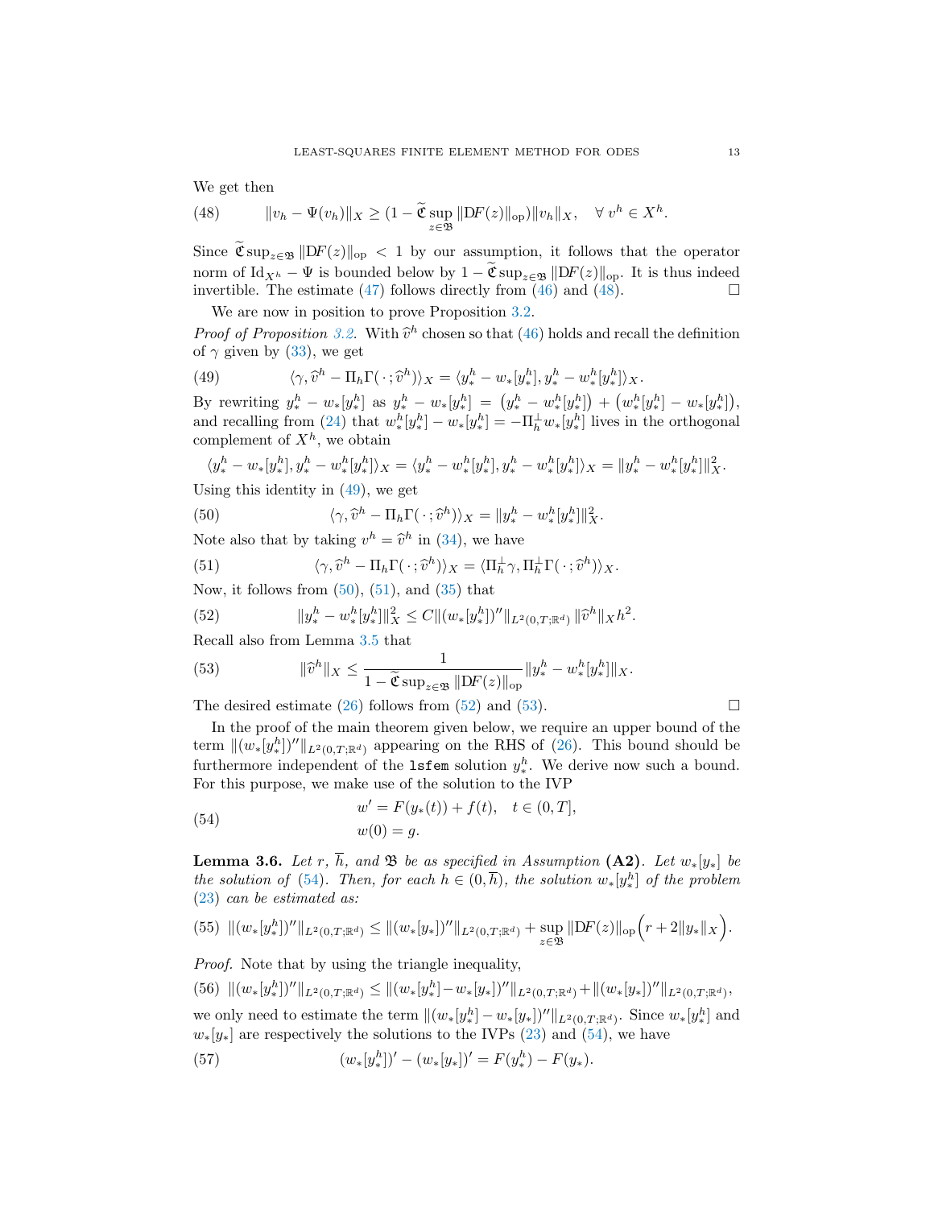We get then

$$\|v_h - \Psi(v_h)\|_X \geq (1 - \widetilde{\mathfrak{C}} \sup_{z\in\mathfrak{B}} \|\mathrm{D}F(z)\|_{\mathrm{op}})\|v_h\|_X, \quad \forall\, v^h \in X^h. \tag{48}$$

Since $\widetilde{\mathfrak{C}} \sup_{z\in\mathfrak{B}} \|\mathrm{D}F(z)\|_{\mathrm{op}} < 1$ by our assumption, it follows that the operator norm of $\mathrm{Id}_{X^h} - \Psi$ is bounded below by $1 - \widetilde{\mathfrak{C}} \sup_{z\in\mathfrak{B}} \|\mathrm{D}F(z)\|_{\mathrm{op}}$. It is thus indeed invertible. The estimate (47) follows directly from (46) and (48). $\square$

We are now in position to prove Proposition 3.2.

*Proof of Proposition 3.2.* With $\widehat{v}^h$ chosen so that (46) holds and recall the definition of $\gamma$ given by (33), we get

$$\langle \gamma, \widehat{v}^h - \Pi_h \Gamma(\,\cdot\,; \widehat{v}^h)\rangle_X = \langle y_*^h - w_*[y_*^h], y_*^h - w_*^h[y_*^h]\rangle_X. \tag{49}$$

By rewriting $y_*^h - w_*[y_*^h]$ as $y_*^h - w_*[y_*^h] = \big(y_*^h - w_*^h[y_*^h]\big) + \big(w_*^h[y_*^h] - w_*[y_*^h]\big)$, and recalling from (24) that $w_*^h[y_*^h] - w_*[y_*^h] = -\Pi_h^{\perp} w_*[y_*^h]$ lives in the orthogonal complement of $X^h$, we obtain

$$\langle y_*^h - w_*[y_*^h], y_*^h - w_*^h[y_*^h]\rangle_X = \langle y_*^h - w_*^h[y_*^h], y_*^h - w_*^h[y_*^h]\rangle_X = \|y_*^h - w_*^h[y_*^h]\|_X^2.$$

Using this identity in (49), we get

$$\langle \gamma, \widehat{v}^h - \Pi_h \Gamma(\,\cdot\,; \widehat{v}^h)\rangle_X = \|y_*^h - w_*^h[y_*^h]\|_X^2. \tag{50}$$

Note also that by taking $v^h = \widehat{v}^h$ in (34), we have

$$\langle \gamma, \widehat{v}^h - \Pi_h \Gamma(\,\cdot\,; \widehat{v}^h)\rangle_X = \langle \Pi_h^{\perp}\gamma, \Pi_h^{\perp}\Gamma(\,\cdot\,; \widehat{v}^h)\rangle_X. \tag{51}$$

Now, it follows from (50), (51), and (35) that

$$\|y_*^h - w_*^h[y_*^h]\|_X^2 \leq C\|(w_*[y_*^h])''\|_{L^2(0,T;\mathbb{R}^d)}\, \|\widehat{v}^h\|_X h^2. \tag{52}$$

Recall also from Lemma 3.5 that

$$\|\widehat{v}^h\|_X \leq \frac{1}{1 - \widetilde{\mathfrak{C}} \sup_{z\in\mathfrak{B}} \|\mathrm{D}F(z)\|_{\mathrm{op}}} \|y_*^h - w_*^h[y_*^h]\|_X. \tag{53}$$

The desired estimate (26) follows from (52) and (53). $\square$

In the proof of the main theorem given below, we require an upper bound of the term $\|(w_*[y_*^h])''\|_{L^2(0,T;\mathbb{R}^d)}$ appearing on the RHS of (26). This bound should be furthermore independent of the `lsfem` solution $y_*^h$. We derive now such a bound. For this purpose, we make use of the solution to the IVP

$$\begin{aligned} w' &= F(y_*(t)) + f(t), \quad t \in (0, T],\\ w(0) &= g. \end{aligned} \tag{54}$$

**Lemma 3.6.** *Let $r$, $\overline{h}$, and $\mathfrak{B}$ be as specified in Assumption* **(A2)**. *Let $w_*[y_*]$ be the solution of (54). Then, for each $h \in (0, \overline{h})$, the solution $w_*[y_*^h]$ of the problem (23) can be estimated as:*

$$\|(w_*[y_*^h])''\|_{L^2(0,T;\mathbb{R}^d)} \leq \|(w_*[y_*])''\|_{L^2(0,T;\mathbb{R}^d)} + \sup_{z\in\mathfrak{B}} \|\mathrm{D}F(z)\|_{\mathrm{op}} \Big(r + 2\|y_*\|_X\Big). \tag{55}$$

*Proof.* Note that by using the triangle inequality,

$$\|(w_*[y_*^h])''\|_{L^2(0,T;\mathbb{R}^d)} \leq \|(w_*[y_*^h] - w_*[y_*])''\|_{L^2(0,T;\mathbb{R}^d)} + \|(w_*[y_*])''\|_{L^2(0,T;\mathbb{R}^d)}, \tag{56}$$

we only need to estimate the term $\|(w_*[y_*^h] - w_*[y_*])''\|_{L^2(0,T;\mathbb{R}^d)}$. Since $w_*[y_*^h]$ and $w_*[y_*]$ are respectively the solutions to the IVPs (23) and (54), we have

$$(w_*[y_*^h])' - (w_*[y_*])' = F(y_*^h) - F(y_*). \tag{57}$$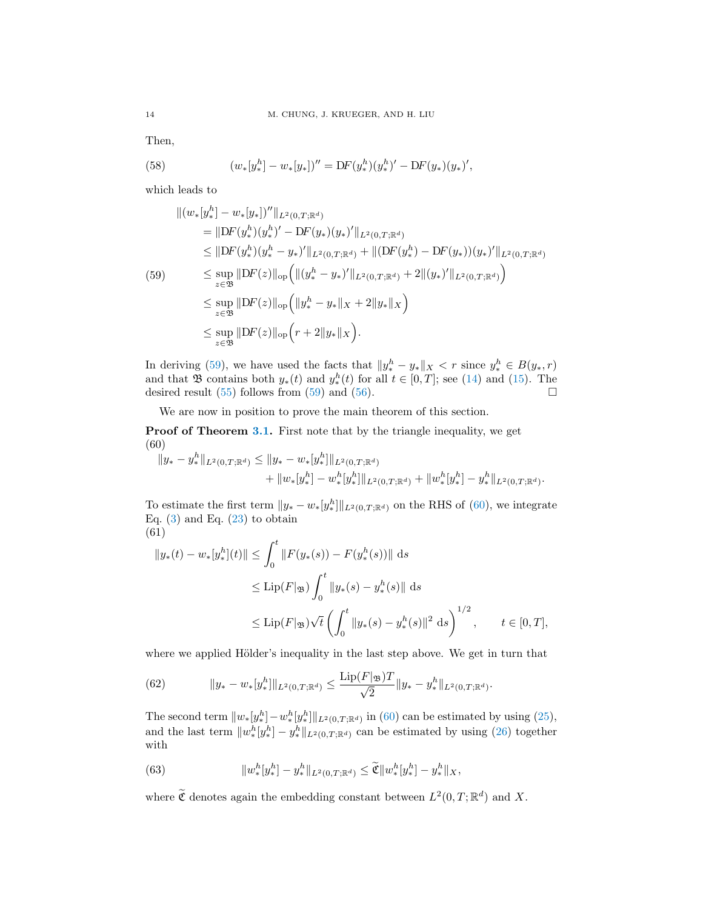Then,

$$
(w_*[y_*^h] - w_*[y_*])'' = \mathrm{D}F(y_*^h)(y_*^h)' - \mathrm{D}F(y_*)(y_*)', \tag{58}
$$

which leads to

$$
\begin{aligned}
&\|(w_*[y_*^h] - w_*[y_*])''\|_{L^2(0,T;\mathbb{R}^d)} \\
&\quad = \|\mathrm{D}F(y_*^h)(y_*^h)' - \mathrm{D}F(y_*)(y_*)'\|_{L^2(0,T;\mathbb{R}^d)} \\
&\quad \le \|\mathrm{D}F(y_*^h)(y_*^h - y_*)'\|_{L^2(0,T;\mathbb{R}^d)} + \|(\mathrm{D}F(y_*^h) - \mathrm{D}F(y_*))(y_*)'\|_{L^2(0,T;\mathbb{R}^d)} \\
&\quad \le \sup_{z\in\mathfrak{B}} \|\mathrm{D}F(z)\|_{\mathrm{op}} \Big( \|(y_*^h - y_*)'\|_{L^2(0,T;\mathbb{R}^d)} + 2\|(y_*)'\|_{L^2(0,T;\mathbb{R}^d)} \Big) \\
&\quad \le \sup_{z\in\mathfrak{B}} \|\mathrm{D}F(z)\|_{\mathrm{op}} \Big( \|y_*^h - y_*\|_X + 2\|y_*\|_X \Big) \\
&\quad \le \sup_{z\in\mathfrak{B}} \|\mathrm{D}F(z)\|_{\mathrm{op}} \Big( r + 2\|y_*\|_X \Big).
\end{aligned}
\tag{59}
$$

In deriving (59), we have used the facts that $\|y_*^h - y_*\|_X < r$ since $y_*^h \in B(y_*, r)$ and that $\mathfrak{B}$ contains both $y_*(t)$ and $y_*^h(t)$ for all $t \in [0, T]$; see (14) and (15). The desired result (55) follows from (59) and (56). $\square$

We are now in position to prove the main theorem of this section.

**Proof of Theorem 3.1.** First note that by the triangle inequality, we get

$$
\begin{aligned}
\|y_* - y_*^h\|_{L^2(0,T;\mathbb{R}^d)} &\le \|y_* - w_*[y_*^h]\|_{L^2(0,T;\mathbb{R}^d)} \\
&\quad + \|w_*[y_*^h] - w_*^h[y_*^h]\|_{L^2(0,T;\mathbb{R}^d)} + \|w_*^h[y_*^h] - y_*^h\|_{L^2(0,T;\mathbb{R}^d)}.
\end{aligned}
\tag{60}
$$

To estimate the first term $\|y_* - w_*[y_*^h]\|_{L^2(0,T;\mathbb{R}^d)}$ on the RHS of (60), we integrate Eq. (3) and Eq. (23) to obtain

$$
\begin{aligned}
\|y_*(t) - w_*[y_*^h](t)\| &\le \int_0^t \|F(y_*(s)) - F(y_*^h(s))\| \, \mathrm{d}s \\
&\le \mathrm{Lip}(F|_{\mathfrak{B}}) \int_0^t \|y_*(s) - y_*^h(s)\| \, \mathrm{d}s \\
&\le \mathrm{Lip}(F|_{\mathfrak{B}}) \sqrt{t} \left( \int_0^t \|y_*(s) - y_*^h(s)\|^2 \, \mathrm{d}s \right)^{1/2}, \qquad t \in [0, T],
\end{aligned}
\tag{61}
$$

where we applied Hölder's inequality in the last step above. We get in turn that

$$
\|y_* - w_*[y_*^h]\|_{L^2(0,T;\mathbb{R}^d)} \le \frac{\mathrm{Lip}(F|_{\mathfrak{B}}) T}{\sqrt{2}} \|y_* - y_*^h\|_{L^2(0,T;\mathbb{R}^d)}. \tag{62}
$$

The second term $\|w_*[y_*^h] - w_*^h[y_*^h]\|_{L^2(0,T;\mathbb{R}^d)}$ in (60) can be estimated by using (25), and the last term $\|w_*^h[y_*^h] - y_*^h\|_{L^2(0,T;\mathbb{R}^d)}$ can be estimated by using (26) together with

$$
\|w_*^h[y_*^h] - y_*^h\|_{L^2(0,T;\mathbb{R}^d)} \le \widetilde{\mathfrak{C}} \|w_*^h[y_*^h] - y_*^h\|_X, \tag{63}
$$

where $\widetilde{\mathfrak{C}}$ denotes again the embedding constant between $L^2(0, T; \mathbb{R}^d)$ and $X$.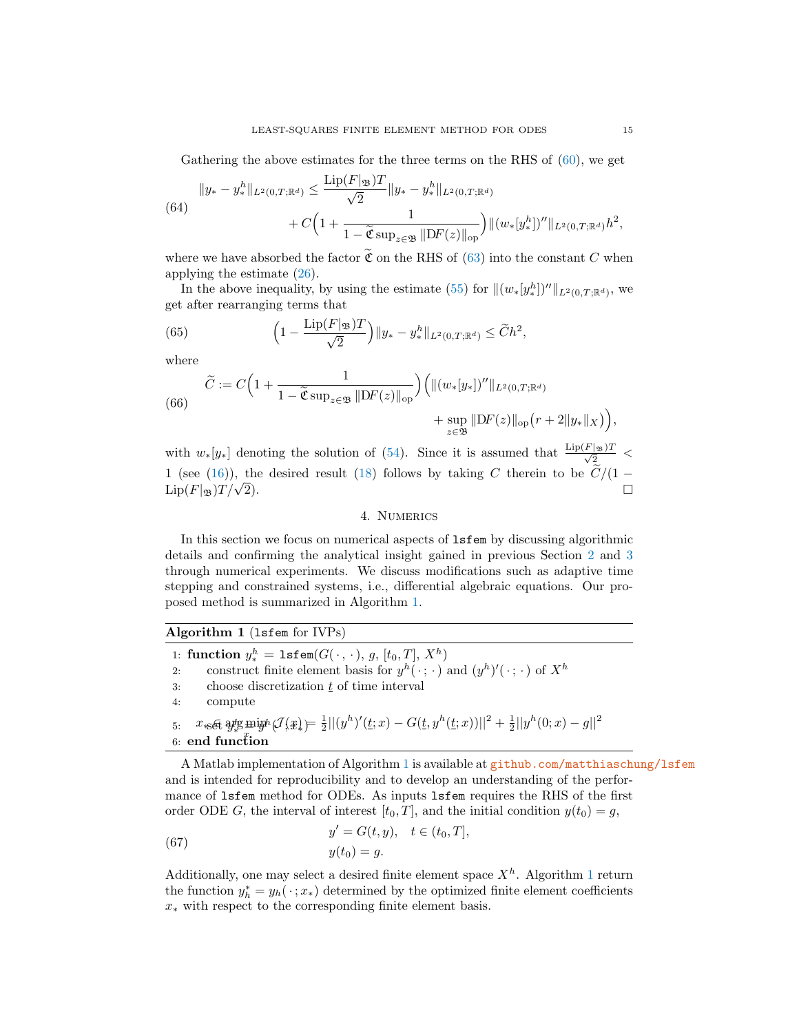Gathering the above estimates for the three terms on the RHS of (60), we get

$$
\|y_* - y_*^h\|_{L^2(0,T;\mathbb{R}^d)} \le \frac{\mathrm{Lip}(F|_{\mathfrak{B}})T}{\sqrt{2}} \|y_* - y_*^h\|_{L^2(0,T;\mathbb{R}^d)} + C\Big(1 + \frac{1}{1 - \widetilde{\mathfrak{C}} \sup_{z\in\mathfrak{B}} \|\mathrm{D}F(z)\|_{\mathrm{op}}}\Big) \|(w_*[y_*^h])''\|_{L^2(0,T;\mathbb{R}^d)} h^2, \tag{64}
$$

where we have absorbed the factor $\widetilde{\mathfrak{C}}$ on the RHS of (63) into the constant $C$ when applying the estimate (26).

In the above inequality, by using the estimate (55) for $\|(w_*[y_*^h])''\|_{L^2(0,T;\mathbb{R}^d)}$, we get after rearranging terms that

$$
\Big(1 - \frac{\mathrm{Lip}(F|_{\mathfrak{B}})T}{\sqrt{2}}\Big) \|y_* - y_*^h\|_{L^2(0,T;\mathbb{R}^d)} \le \widetilde{C} h^2, \tag{65}
$$

where

$$
\widetilde{C} := C\Big(1 + \frac{1}{1 - \widetilde{\mathfrak{C}} \sup_{z\in\mathfrak{B}} \|\mathrm{D}F(z)\|_{\mathrm{op}}}\Big) \Big( \|(w_*[y_*])''\|_{L^2(0,T;\mathbb{R}^d)} + \sup_{z\in\mathfrak{B}} \|\mathrm{D}F(z)\|_{\mathrm{op}} \big(r + 2\|y_*\|_X\big)\Big), \tag{66}
$$

with $w_*[y_*]$ denoting the solution of (54). Since it is assumed that $\frac{\mathrm{Lip}(F|_{\mathfrak{B}})T}{\sqrt{2}} < 1$ (see (16)), the desired result (18) follows by taking $C$ therein to be $\widetilde{C}/(1 - \mathrm{Lip}(F|_{\mathfrak{B}})T/\sqrt{2})$. □

## 4. Numerics

In this section we focus on numerical aspects of `lsfem` by discussing algorithmic details and confirming the analytical insight gained in previous Section 2 and 3 through numerical experiments. We discuss modifications such as adaptive time stepping and constrained systems, i.e., differential algebraic equations. Our proposed method is summarized in Algorithm 1.

**Algorithm 1** (`lsfem` for IVPs)

1: **function** $y_*^h$ = `lsfem`($G(\,\cdot\,,\cdot\,)$, $g$, $[t_0, T]$, $X^h$)
2: construct finite element basis for $y^h(\,\cdot\,;\cdot\,)$ and $(y^h)'(\,\cdot\,;\cdot\,)$ of $X^h$
3: choose discretization $\underline{t}$ of time interval
4: compute $x_* \in \arg\min_x \mathcal{J}(x) = \frac{1}{2}||(y^h)'(\underline{t};x) - G(\underline{t}, y^h(\underline{t};x))||^2 + \frac{1}{2}||y^h(0;x) - g||^2$
5: set $y_*^h = y^h(\,\cdot\,;x_*)$
6: **end function**

A Matlab implementation of Algorithm 1 is available at github.com/matthiaschung/lsfem and is intended for reproducibility and to develop an understanding of the performance of `lsfem` method for ODEs. As inputs `lsfem` requires the RHS of the first order ODE $G$, the interval of interest $[t_0, T]$, and the initial condition $y(t_0) = g$,

$$
\begin{aligned}
y' &= G(t, y), \quad t \in (t_0, T], \\
y(t_0) &= g.
\end{aligned} \tag{67}
$$

Additionally, one may select a desired finite element space $X^h$. Algorithm 1 return the function $y_h^* = y_h(\,\cdot\,; x_*)$ determined by the optimized finite element coefficients $x_*$ with respect to the corresponding finite element basis.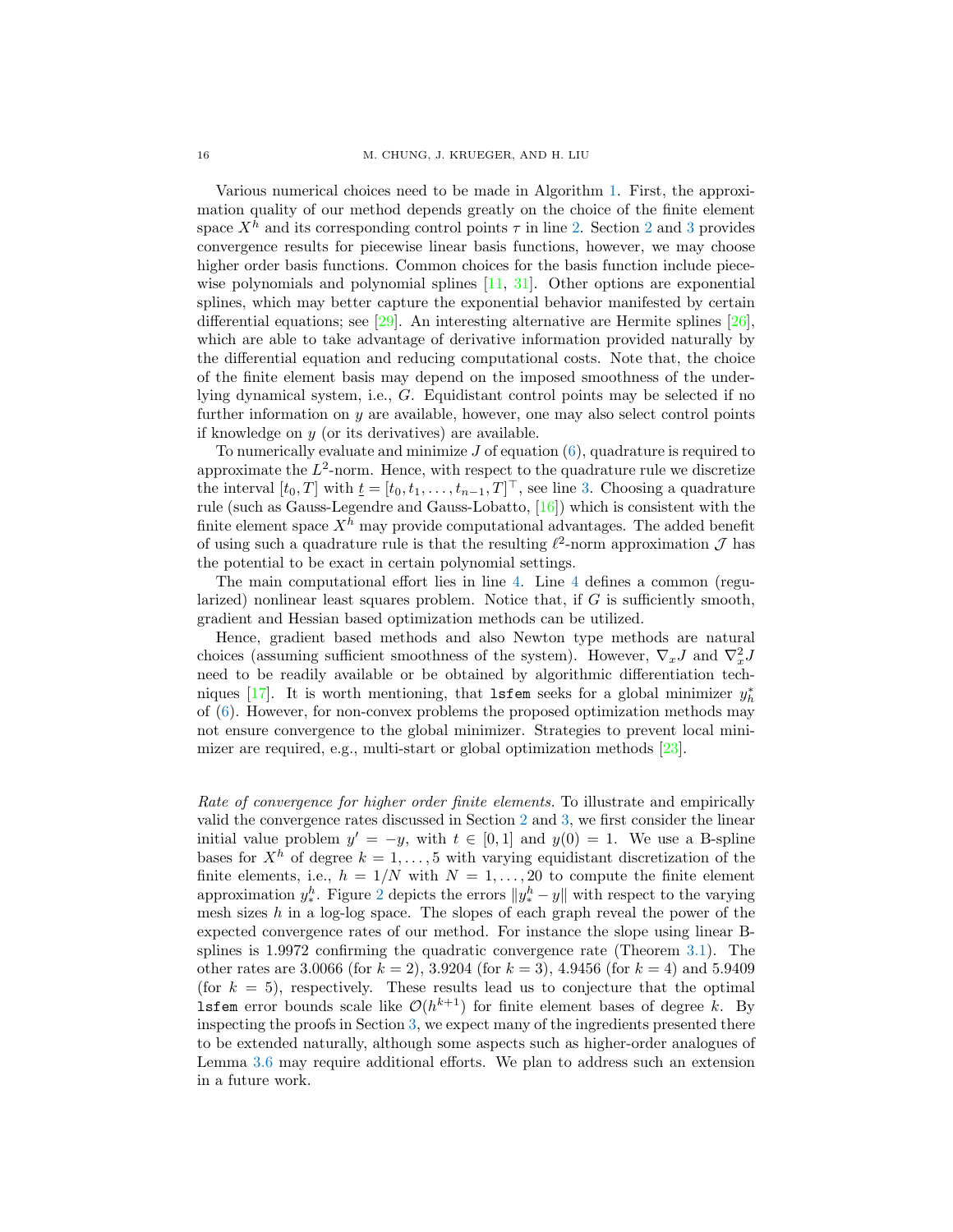Various numerical choices need to be made in Algorithm 1. First, the approximation quality of our method depends greatly on the choice of the finite element space $X^h$ and its corresponding control points $\tau$ in line 2. Section 2 and 3 provides convergence results for piecewise linear basis functions, however, we may choose higher order basis functions. Common choices for the basis function include piecewise polynomials and polynomial splines [11, 31]. Other options are exponential splines, which may better capture the exponential behavior manifested by certain differential equations; see [29]. An interesting alternative are Hermite splines [26], which are able to take advantage of derivative information provided naturally by the differential equation and reducing computational costs. Note that, the choice of the finite element basis may depend on the imposed smoothness of the underlying dynamical system, i.e., $G$. Equidistant control points may be selected if no further information on $y$ are available, however, one may also select control points if knowledge on $y$ (or its derivatives) are available.

To numerically evaluate and minimize $J$ of equation (6), quadrature is required to approximate the $L^2$-norm. Hence, with respect to the quadrature rule we discretize the interval $[t_0, T]$ with $\underline{t} = [t_0, t_1, \ldots, t_{n-1}, T]^\top$, see line 3. Choosing a quadrature rule (such as Gauss-Legendre and Gauss-Lobatto, [16]) which is consistent with the finite element space $X^h$ may provide computational advantages. The added benefit of using such a quadrature rule is that the resulting $\ell^2$-norm approximation $\mathcal{J}$ has the potential to be exact in certain polynomial settings.

The main computational effort lies in line 4. Line 4 defines a common (regularized) nonlinear least squares problem. Notice that, if $G$ is sufficiently smooth, gradient and Hessian based optimization methods can be utilized.

Hence, gradient based methods and also Newton type methods are natural choices (assuming sufficient smoothness of the system). However, $\nabla_x J$ and $\nabla_x^2 J$ need to be readily available or be obtained by algorithmic differentiation techniques [17]. It is worth mentioning, that `lsfem` seeks for a global minimizer $y_h^*$ of (6). However, for non-convex problems the proposed optimization methods may not ensure convergence to the global minimizer. Strategies to prevent local minimizer are required, e.g., multi-start or global optimization methods [23].

*Rate of convergence for higher order finite elements.* To illustrate and empirically valid the convergence rates discussed in Section 2 and 3, we first consider the linear initial value problem $y' = -y$, with $t \in [0, 1]$ and $y(0) = 1$. We use a B-spline bases for $X^h$ of degree $k = 1, \ldots, 5$ with varying equidistant discretization of the finite elements, i.e., $h = 1/N$ with $N = 1, \ldots, 20$ to compute the finite element approximation $y_*^h$. Figure 2 depicts the errors $\|y_*^h - y\|$ with respect to the varying mesh sizes $h$ in a log-log space. The slopes of each graph reveal the power of the expected convergence rates of our method. For instance the slope using linear B-splines is 1.9972 confirming the quadratic convergence rate (Theorem 3.1). The other rates are 3.0066 (for $k = 2$), 3.9204 (for $k = 3$), 4.9456 (for $k = 4$) and 5.9409 (for $k = 5$), respectively. These results lead us to conjecture that the optimal `lsfem` error bounds scale like $\mathcal{O}(h^{k+1})$ for finite element bases of degree $k$. By inspecting the proofs in Section 3, we expect many of the ingredients presented there to be extended naturally, although some aspects such as higher-order analogues of Lemma 3.6 may require additional efforts. We plan to address such an extension in a future work.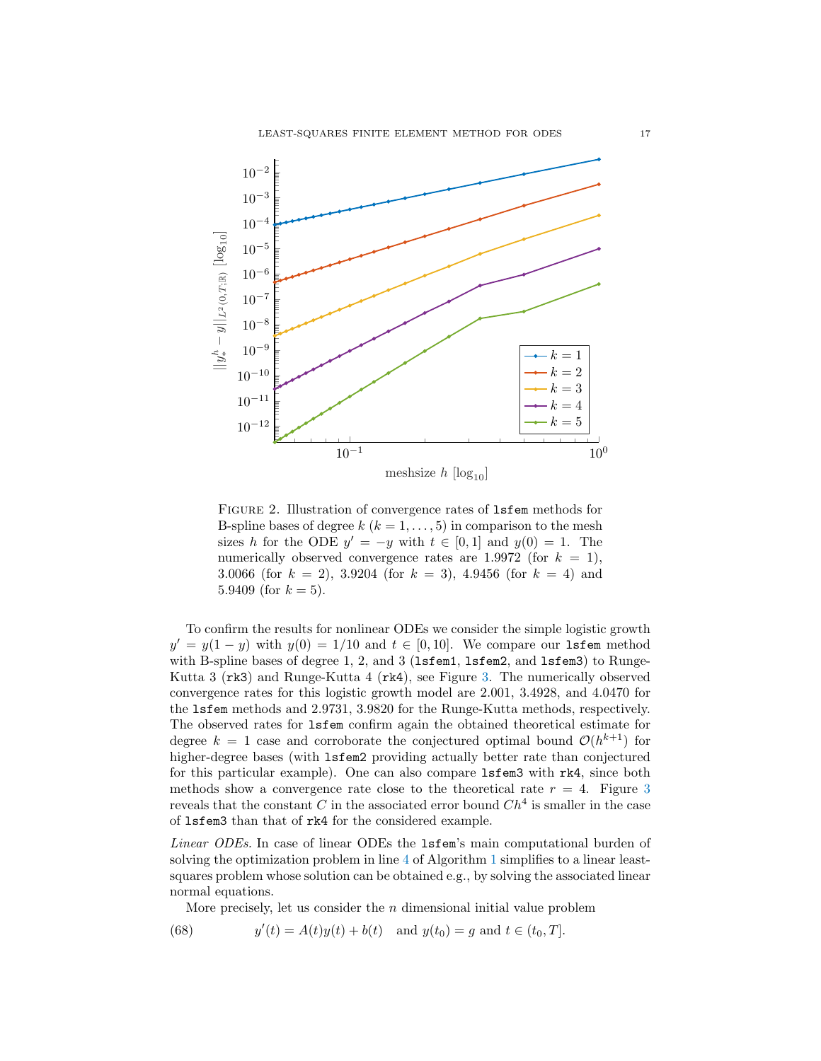FIGURE 2. Illustration of convergence rates of `lsfem` methods for B-spline bases of degree $k$ ($k = 1, \dots, 5$) in comparison to the mesh sizes $h$ for the ODE $y' = -y$ with $t \in [0, 1]$ and $y(0) = 1$. The numerically observed convergence rates are 1.9972 (for $k = 1$), 3.0066 (for $k = 2$), 3.9204 (for $k = 3$), 4.9456 (for $k = 4$) and 5.9409 (for $k = 5$).

To confirm the results for nonlinear ODEs we consider the simple logistic growth $y' = y(1 - y)$ with $y(0) = 1/10$ and $t \in [0, 10]$. We compare our `lsfem` method with B-spline bases of degree 1, 2, and 3 (`lsfem1`, `lsfem2`, and `lsfem3`) to Runge-Kutta 3 (`rk3`) and Runge-Kutta 4 (`rk4`), see Figure 3. The numerically observed convergence rates for this logistic growth model are 2.001, 3.4928, and 4.0470 for the `lsfem` methods and 2.9731, 3.9820 for the Runge-Kutta methods, respectively. The observed rates for `lsfem` confirm again the obtained theoretical estimate for degree $k = 1$ case and corroborate the conjectured optimal bound $\mathcal{O}(h^{k+1})$ for higher-degree bases (with `lsfem2` providing actually better rate than conjectured for this particular example). One can also compare `lsfem3` with `rk4`, since both methods show a convergence rate close to the theoretical rate $r = 4$. Figure 3 reveals that the constant $C$ in the associated error bound $Ch^4$ is smaller in the case of `lsfem3` than that of `rk4` for the considered example.

*Linear ODEs.* In case of linear ODEs the `lsfem`'s main computational burden of solving the optimization problem in line 4 of Algorithm 1 simplifies to a linear least-squares problem whose solution can be obtained e.g., by solving the associated linear normal equations.

More precisely, let us consider the $n$ dimensional initial value problem

$$y'(t) = A(t)y(t) + b(t) \quad \text{and } y(t_0) = g \text{ and } t \in (t_0, T]. \tag{68}$$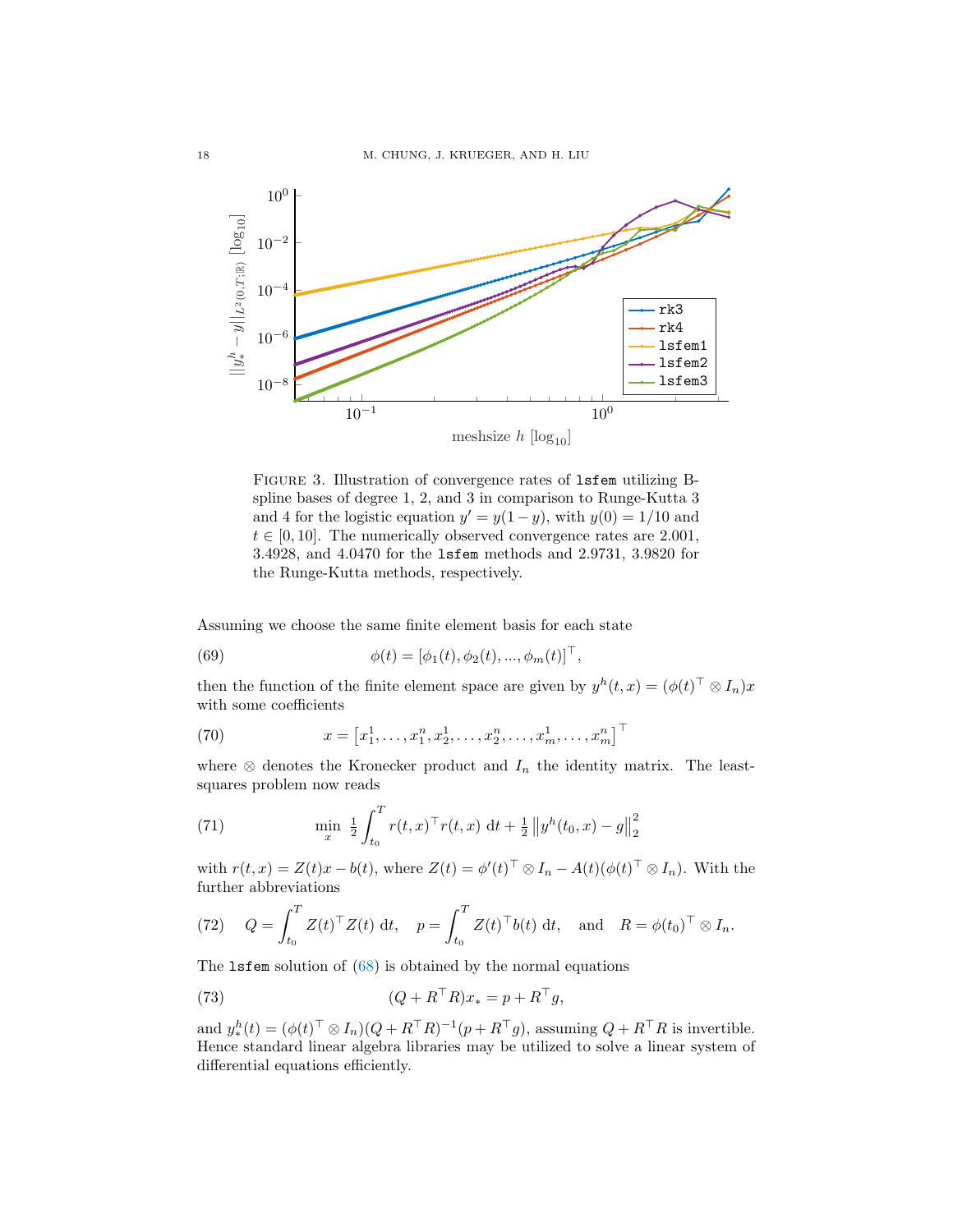Figure 3. Illustration of convergence rates of `lsfem` utilizing B-spline bases of degree 1, 2, and 3 in comparison to Runge-Kutta 3 and 4 for the logistic equation $y' = y(1-y)$, with $y(0) = 1/10$ and $t \in [0, 10]$. The numerically observed convergence rates are 2.001, 3.4928, and 4.0470 for the `lsfem` methods and 2.9731, 3.9820 for the Runge-Kutta methods, respectively.

Assuming we choose the same finite element basis for each state

$$\phi(t) = [\phi_1(t), \phi_2(t), ..., \phi_m(t)]^\top, \tag{69}$$

then the function of the finite element space are given by $y^h(t,x) = (\phi(t)^\top \otimes I_n)x$ with some coefficients

$$x = \left[x_1^1, \dots, x_1^n, x_2^1, \dots, x_2^n, \dots, x_m^1, \dots, x_m^n\right]^\top \tag{70}$$

where $\otimes$ denotes the Kronecker product and $I_n$ the identity matrix. The least-squares problem now reads

$$\min_x \ \tfrac{1}{2} \int_{t_0}^{T} r(t,x)^\top r(t,x) \ \mathrm{d}t + \tfrac{1}{2} \left\| y^h(t_0, x) - g \right\|_2^2 \tag{71}$$

with $r(t,x) = Z(t)x - b(t)$, where $Z(t) = \phi'(t)^\top \otimes I_n - A(t)(\phi(t)^\top \otimes I_n)$. With the further abbreviations

$$Q = \int_{t_0}^{T} Z(t)^\top Z(t) \ \mathrm{d}t, \quad p = \int_{t_0}^{T} Z(t)^\top b(t) \ \mathrm{d}t, \quad \text{and} \quad R = \phi(t_0)^\top \otimes I_n. \tag{72}$$

The `lsfem` solution of (68) is obtained by the normal equations

$$(Q + R^\top R)x_* = p + R^\top g, \tag{73}$$

and $y_*^h(t) = (\phi(t)^\top \otimes I_n)(Q + R^\top R)^{-1}(p + R^\top g)$, assuming $Q + R^\top R$ is invertible. Hence standard linear algebra libraries may be utilized to solve a linear system of differential equations efficiently.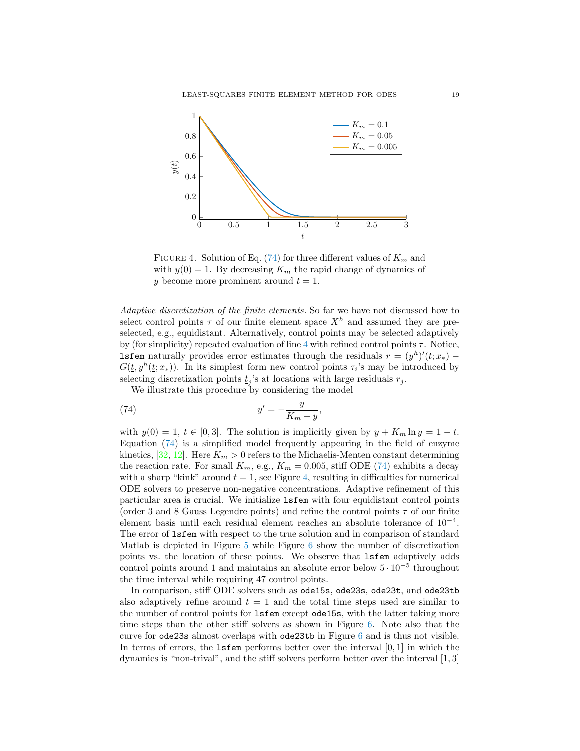FIGURE 4. Solution of Eq. (74) for three different values of $K_m$ and with $y(0) = 1$. By decreasing $K_m$ the rapid change of dynamics of $y$ become more prominent around $t = 1$.

*Adaptive discretization of the finite elements.* So far we have not discussed how to select control points $\tau$ of our finite element space $X^h$ and assumed they are preselected, e.g., equidistant. Alternatively, control points may be selected adaptively by (for simplicity) repeated evaluation of line 4 with refined control points $\tau$. Notice, `lsfem` naturally provides error estimates through the residuals $r = (y^h)'(\underline{t}; x_*) - G(\underline{t}, y^h(\underline{t}; x_*))$. In its simplest form new control points $\tau_i$'s may be introduced by selecting discretization points $\underline{t}_j$'s at locations with large residuals $r_j$.

We illustrate this procedure by considering the model

$$y' = -\frac{y}{K_m + y}, \tag{74}$$

with $y(0) = 1$, $t \in [0, 3]$. The solution is implicitly given by $y + K_m \ln y = 1 - t$. Equation (74) is a simplified model frequently appearing in the field of enzyme kinetics, [32, 12]. Here $K_m > 0$ refers to the Michaelis-Menten constant determining the reaction rate. For small $K_m$, e.g., $K_m = 0.005$, stiff ODE (74) exhibits a decay with a sharp "kink" around $t = 1$, see Figure 4, resulting in difficulties for numerical ODE solvers to preserve non-negative concentrations. Adaptive refinement of this particular area is crucial. We initialize `lsfem` with four equidistant control points (order 3 and 8 Gauss Legendre points) and refine the control points $\tau$ of our finite element basis until each residual element reaches an absolute tolerance of $10^{-4}$. The error of `lsfem` with respect to the true solution and in comparison of standard Matlab is depicted in Figure 5 while Figure 6 show the number of discretization points vs. the location of these points. We observe that `lsfem` adaptively adds control points around 1 and maintains an absolute error below $5 \cdot 10^{-5}$ throughout the time interval while requiring 47 control points.

In comparison, stiff ODE solvers such as `ode15s`, `ode23s`, `ode23t`, and `ode23tb` also adaptively refine around $t = 1$ and the total time steps used are similar to the number of control points for `lsfem` except `ode15s`, with the latter taking more time steps than the other stiff solvers as shown in Figure 6. Note also that the curve for `ode23s` almost overlaps with `ode23tb` in Figure 6 and is thus not visible. In terms of errors, the `lsfem` performs better over the interval $[0, 1]$ in which the dynamics is "non-trival", and the stiff solvers perform better over the interval $[1, 3]$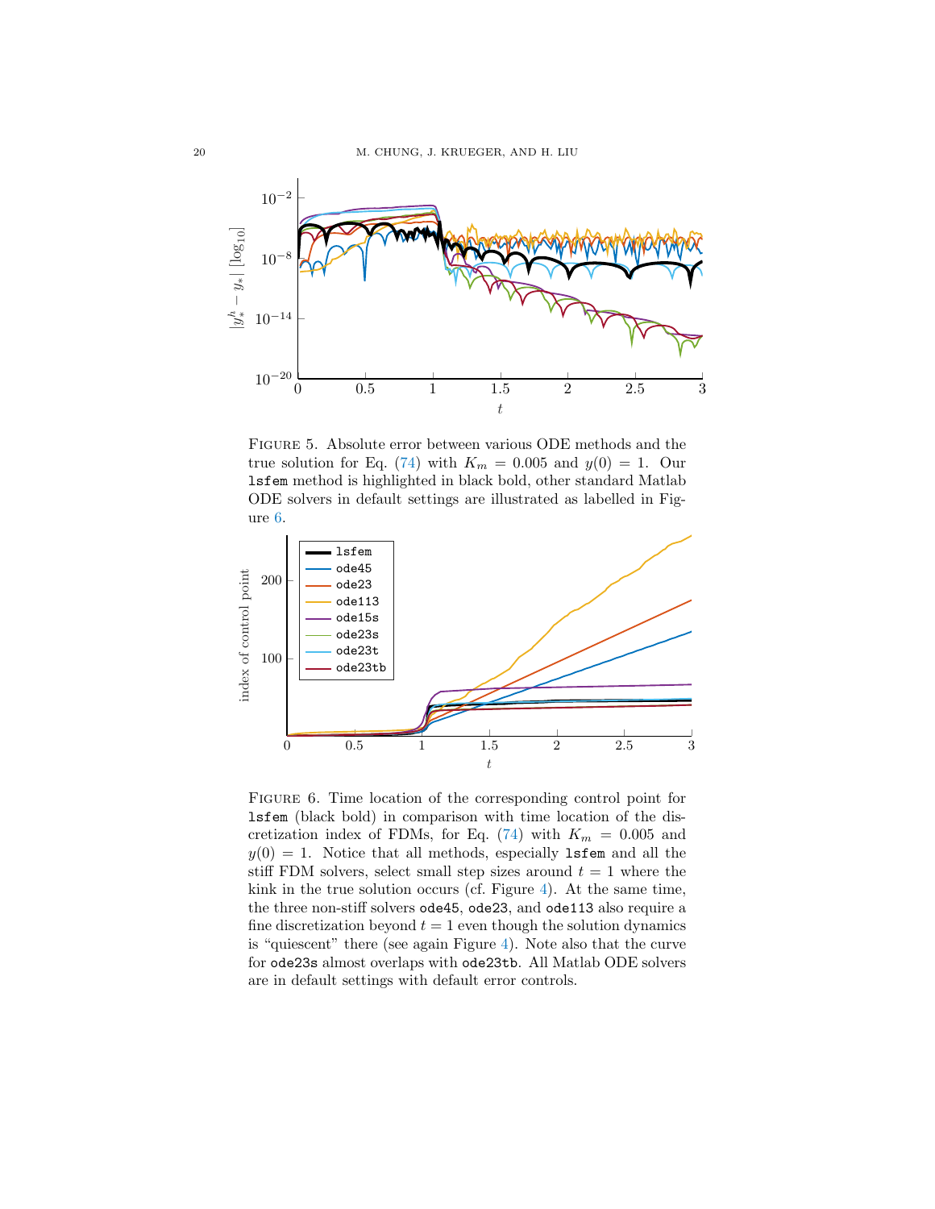FIGURE 5. Absolute error between various ODE methods and the true solution for Eq. (74) with $K_m = 0.005$ and $y(0) = 1$. Our `lsfem` method is highlighted in black bold, other standard Matlab ODE solvers in default settings are illustrated as labelled in Figure 6.

FIGURE 6. Time location of the corresponding control point for `lsfem` (black bold) in comparison with time location of the discretization index of FDMs, for Eq. (74) with $K_m = 0.005$ and $y(0) = 1$. Notice that all methods, especially `lsfem` and all the stiff FDM solvers, select small step sizes around $t = 1$ where the kink in the true solution occurs (cf. Figure 4). At the same time, the three non-stiff solvers `ode45`, `ode23`, and `ode113` also require a fine discretization beyond $t = 1$ even though the solution dynamics is "quiescent" there (see again Figure 4). Note also that the curve for `ode23s` almost overlaps with `ode23tb`. All Matlab ODE solvers are in default settings with default error controls.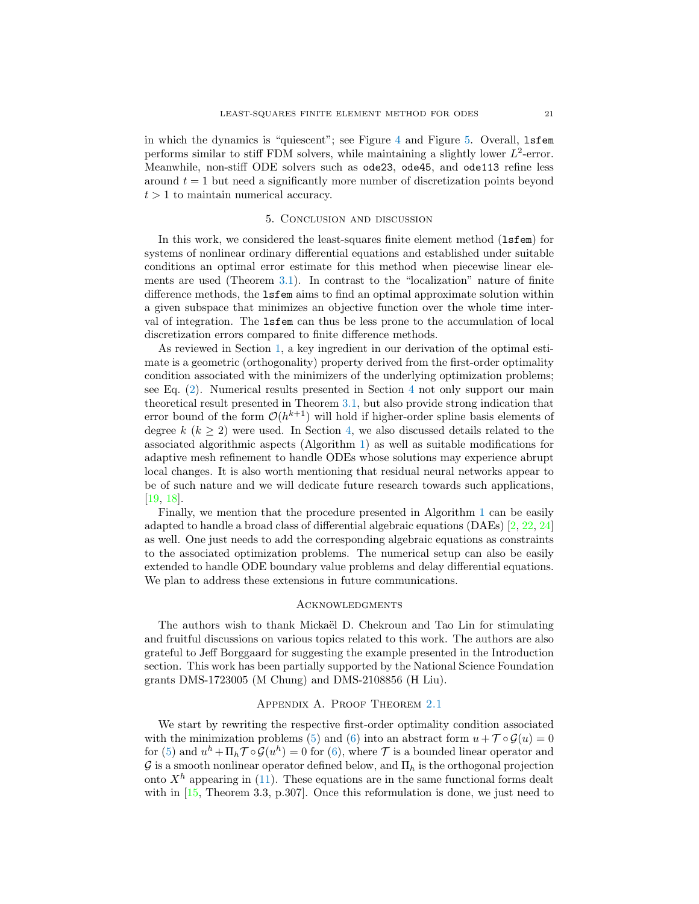in which the dynamics is "quiescent"; see Figure 4 and Figure 5. Overall, `lsfem` performs similar to stiff FDM solvers, while maintaining a slightly lower $L^2$-error. Meanwhile, non-stiff ODE solvers such as `ode23`, `ode45`, and `ode113` refine less around $t = 1$ but need a significantly more number of discretization points beyond $t > 1$ to maintain numerical accuracy.

## 5. Conclusion and discussion

In this work, we considered the least-squares finite element method (`lsfem`) for systems of nonlinear ordinary differential equations and established under suitable conditions an optimal error estimate for this method when piecewise linear elements are used (Theorem 3.1). In contrast to the "localization" nature of finite difference methods, the `lsfem` aims to find an optimal approximate solution within a given subspace that minimizes an objective function over the whole time interval of integration. The `lsfem` can thus be less prone to the accumulation of local discretization errors compared to finite difference methods.

As reviewed in Section 1, a key ingredient in our derivation of the optimal estimate is a geometric (orthogonality) property derived from the first-order optimality condition associated with the minimizers of the underlying optimization problems; see Eq. (2). Numerical results presented in Section 4 not only support our main theoretical result presented in Theorem 3.1, but also provide strong indication that error bound of the form $\mathcal{O}(h^{k+1})$ will hold if higher-order spline basis elements of degree $k$ ($k \geq 2$) were used. In Section 4, we also discussed details related to the associated algorithmic aspects (Algorithm 1) as well as suitable modifications for adaptive mesh refinement to handle ODEs whose solutions may experience abrupt local changes. It is also worth mentioning that residual neural networks appear to be of such nature and we will dedicate future research towards such applications, [19, 18].

Finally, we mention that the procedure presented in Algorithm 1 can be easily adapted to handle a broad class of differential algebraic equations (DAEs) [2, 22, 24] as well. One just needs to add the corresponding algebraic equations as constraints to the associated optimization problems. The numerical setup can also be easily extended to handle ODE boundary value problems and delay differential equations. We plan to address these extensions in future communications.

## Acknowledgments

The authors wish to thank Mickaël D. Chekroun and Tao Lin for stimulating and fruitful discussions on various topics related to this work. The authors are also grateful to Jeff Borggaard for suggesting the example presented in the Introduction section. This work has been partially supported by the National Science Foundation grants DMS-1723005 (M Chung) and DMS-2108856 (H Liu).

## Appendix A. Proof Theorem 2.1

We start by rewriting the respective first-order optimality condition associated with the minimization problems (5) and (6) into an abstract form $u + \mathcal{T} \circ \mathcal{G}(u) = 0$ for (5) and $u^h + \Pi_h \mathcal{T} \circ \mathcal{G}(u^h) = 0$ for (6), where $\mathcal{T}$ is a bounded linear operator and $\mathcal{G}$ is a smooth nonlinear operator defined below, and $\Pi_h$ is the orthogonal projection onto $X^h$ appearing in (11). These equations are in the same functional forms dealt with in [15, Theorem 3.3, p.307]. Once this reformulation is done, we just need to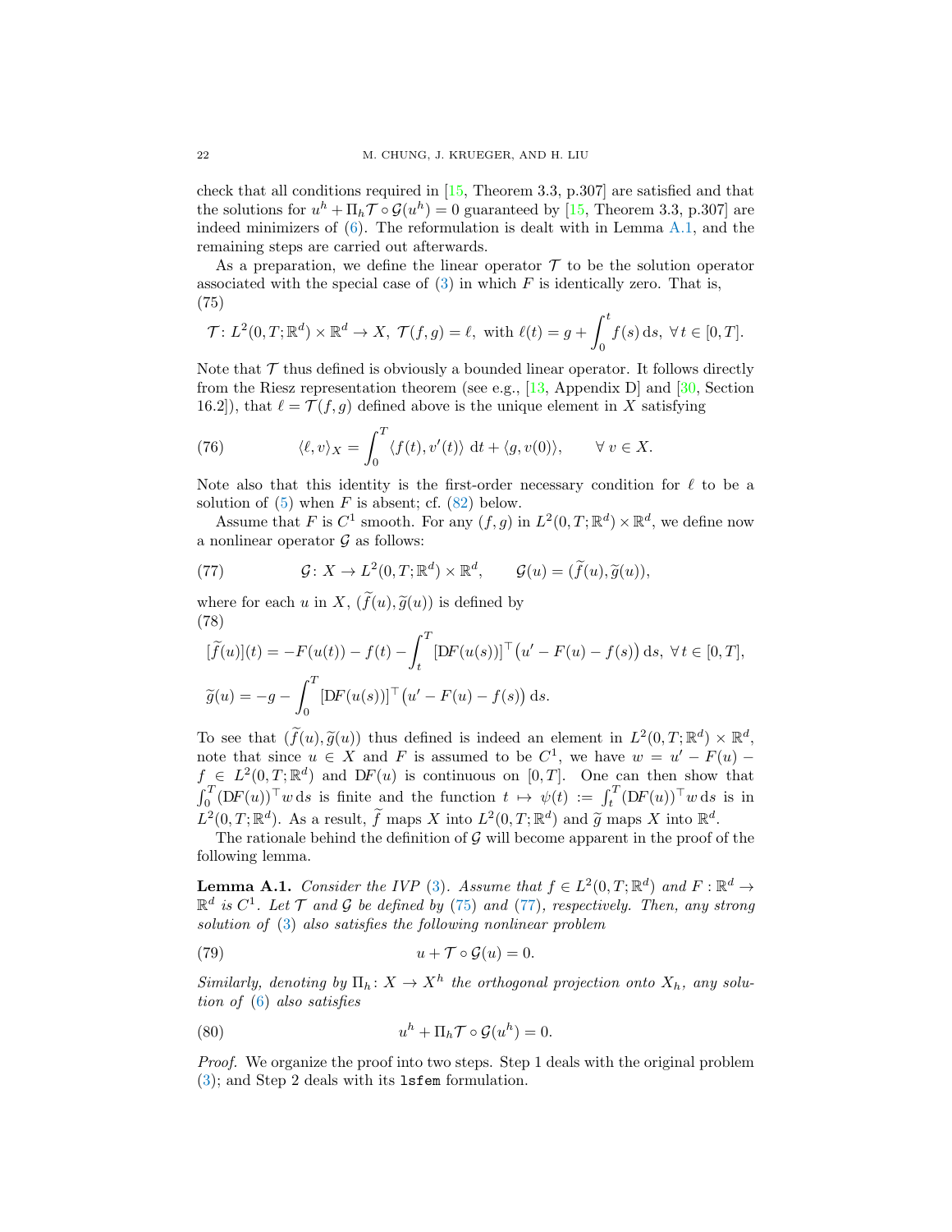check that all conditions required in [15, Theorem 3.3, p.307] are satisfied and that the solutions for $u^h + \Pi_h \mathcal{T} \circ \mathcal{G}(u^h) = 0$ guaranteed by [15, Theorem 3.3, p.307] are indeed minimizers of (6). The reformulation is dealt with in Lemma A.1, and the remaining steps are carried out afterwards.

As a preparation, we define the linear operator $\mathcal{T}$ to be the solution operator associated with the special case of (3) in which $F$ is identically zero. That is,

(75)
$$\mathcal{T}\colon L^2(0,T;\mathbb{R}^d) \times \mathbb{R}^d \to X,\ \mathcal{T}(f,g) = \ell,\ \text{with } \ell(t) = g + \int_0^t f(s)\,\mathrm{d}s,\ \forall\, t \in [0,T].$$

Note that $\mathcal{T}$ thus defined is obviously a bounded linear operator. It follows directly from the Riesz representation theorem (see e.g., [13, Appendix D] and [30, Section 16.2]), that $\ell = \mathcal{T}(f,g)$ defined above is the unique element in $X$ satisfying

$$\langle \ell, v\rangle_X = \int_0^T \langle f(t), v'(t)\rangle\ \mathrm{d}t + \langle g, v(0)\rangle, \qquad \forall\, v \in X. \tag{76}$$

Note also that this identity is the first-order necessary condition for $\ell$ to be a solution of (5) when $F$ is absent; cf. (82) below.

Assume that $F$ is $C^1$ smooth. For any $(f,g)$ in $L^2(0,T;\mathbb{R}^d)\times\mathbb{R}^d$, we define now a nonlinear operator $\mathcal{G}$ as follows:

$$\mathcal{G}\colon X \to L^2(0,T;\mathbb{R}^d)\times\mathbb{R}^d, \qquad \mathcal{G}(u) = (\widetilde{f}(u), \widetilde{g}(u)), \tag{77}$$

where for each $u$ in $X$, $(\widetilde{f}(u), \widetilde{g}(u))$ is defined by

(78)
$$[\widetilde{f}(u)](t) = -F(u(t)) - f(t) - \int_t^T [\mathrm{D}F(u(s))]^\top \big(u' - F(u) - f(s)\big)\,\mathrm{d}s,\ \forall\, t \in [0,T],$$
$$\widetilde{g}(u) = -g - \int_0^T [\mathrm{D}F(u(s))]^\top \big(u' - F(u) - f(s)\big)\,\mathrm{d}s.$$

To see that $(\widetilde{f}(u), \widetilde{g}(u))$ thus defined is indeed an element in $L^2(0,T;\mathbb{R}^d)\times\mathbb{R}^d$, note that since $u \in X$ and $F$ is assumed to be $C^1$, we have $w = u' - F(u) - f \in L^2(0,T;\mathbb{R}^d)$ and $\mathrm{D}F(u)$ is continuous on $[0,T]$. One can then show that $\int_0^T (\mathrm{D}F(u))^\top w\,\mathrm{d}s$ is finite and the function $t \mapsto \psi(t) := \int_t^T (\mathrm{D}F(u))^\top w\,\mathrm{d}s$ is in $L^2(0,T;\mathbb{R}^d)$. As a result, $\widetilde{f}$ maps $X$ into $L^2(0,T;\mathbb{R}^d)$ and $\widetilde{g}$ maps $X$ into $\mathbb{R}^d$.

The rationale behind the definition of $\mathcal{G}$ will become apparent in the proof of the following lemma.

**Lemma A.1.** *Consider the IVP (3). Assume that $f \in L^2(0,T;\mathbb{R}^d)$ and $F:\mathbb{R}^d \to \mathbb{R}^d$ is $C^1$. Let $\mathcal{T}$ and $\mathcal{G}$ be defined by (75) and (77), respectively. Then, any strong solution of (3) also satisfies the following nonlinear problem*

$$u + \mathcal{T}\circ\mathcal{G}(u) = 0. \tag{79}$$

*Similarly, denoting by $\Pi_h\colon X \to X^h$ the orthogonal projection onto $X_h$, any solution of (6) also satisfies*

$$u^h + \Pi_h \mathcal{T}\circ\mathcal{G}(u^h) = 0. \tag{80}$$

*Proof.* We organize the proof into two steps. Step 1 deals with the original problem (3); and Step 2 deals with its `lsfem` formulation.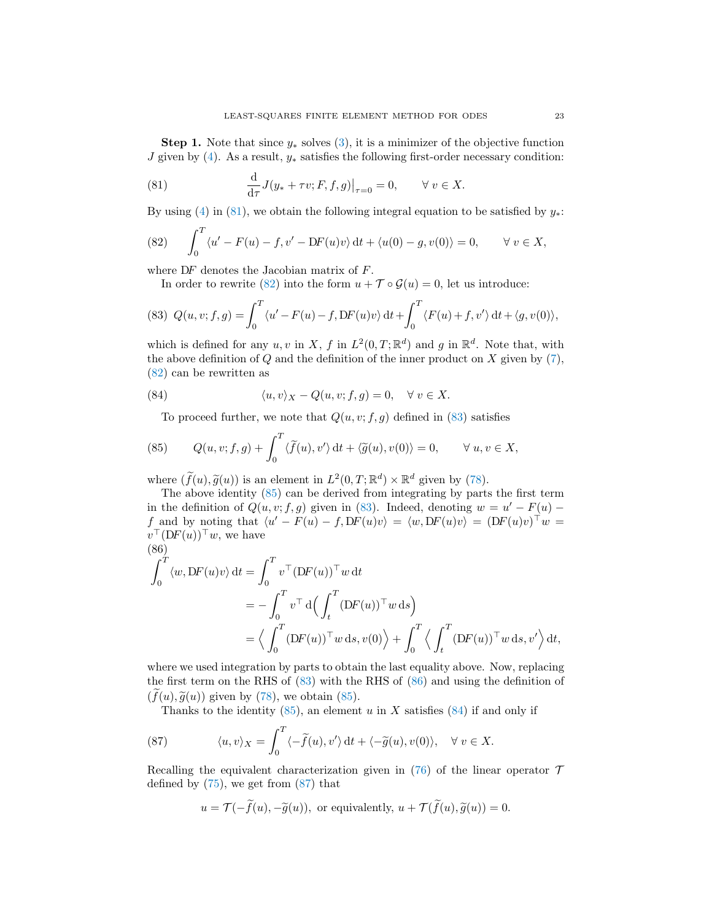**Step 1.** Note that since $y_*$ solves (3), it is a minimizer of the objective function $J$ given by (4). As a result, $y_*$ satisfies the following first-order necessary condition:

$$\frac{\mathrm{d}}{\mathrm{d}\tau} J(y_* + \tau v; F, f, g)\big|_{\tau=0} = 0, \qquad \forall\, v \in X. \tag{81}$$

By using (4) in (81), we obtain the following integral equation to be satisfied by $y_*$:

$$\int_0^T \langle u' - F(u) - f, v' - \mathrm{D}F(u)v\rangle \,\mathrm{d}t + \langle u(0) - g, v(0)\rangle = 0, \qquad \forall\, v \in X, \tag{82}$$

where $\mathrm{D}F$ denotes the Jacobian matrix of $F$.

In order to rewrite (82) into the form $u + \mathcal{T} \circ \mathcal{G}(u) = 0$, let us introduce:

$$Q(u, v; f, g) = \int_0^T \langle u' - F(u) - f, \mathrm{D}F(u)v\rangle \,\mathrm{d}t + \int_0^T \langle F(u) + f, v'\rangle \,\mathrm{d}t + \langle g, v(0)\rangle, \tag{83}$$

which is defined for any $u, v$ in $X$, $f$ in $L^2(0, T; \mathbb{R}^d)$ and $g$ in $\mathbb{R}^d$. Note that, with the above definition of $Q$ and the definition of the inner product on $X$ given by (7), (82) can be rewritten as

$$\langle u, v\rangle_X - Q(u, v; f, g) = 0, \quad \forall\, v \in X. \tag{84}$$

To proceed further, we note that $Q(u, v; f, g)$ defined in (83) satisfies

$$Q(u, v; f, g) + \int_0^T \langle \widetilde{f}(u), v'\rangle \,\mathrm{d}t + \langle \widetilde{g}(u), v(0)\rangle = 0, \qquad \forall\, u, v \in X, \tag{85}$$

where $(\widetilde{f}(u), \widetilde{g}(u))$ is an element in $L^2(0, T; \mathbb{R}^d) \times \mathbb{R}^d$ given by (78).

The above identity (85) can be derived from integrating by parts the first term in the definition of $Q(u, v; f, g)$ given in (83). Indeed, denoting $w = u' - F(u) - f$ and by noting that $\langle u' - F(u) - f, \mathrm{D}F(u)v\rangle = \langle w, \mathrm{D}F(u)v\rangle = (\mathrm{D}F(u)v)^\top w = v^\top (\mathrm{D}F(u))^\top w$, we have

$$\begin{aligned}
\int_0^T \langle w, \mathrm{D}F(u)v\rangle \,\mathrm{d}t &= \int_0^T v^\top (\mathrm{D}F(u))^\top w \,\mathrm{d}t \\
&= -\int_0^T v^\top \,\mathrm{d}\Big(\int_t^T (\mathrm{D}F(u))^\top w \,\mathrm{d}s\Big) \\
&= \Big\langle \int_0^T (\mathrm{D}F(u))^\top w \,\mathrm{d}s, v(0)\Big\rangle + \int_0^T \Big\langle \int_t^T (\mathrm{D}F(u))^\top w \,\mathrm{d}s, v'\Big\rangle \,\mathrm{d}t,
\end{aligned} \tag{86}$$

where we used integration by parts to obtain the last equality above. Now, replacing the first term on the RHS of (83) with the RHS of (86) and using the definition of $(\widetilde{f}(u), \widetilde{g}(u))$ given by (78), we obtain (85).

Thanks to the identity (85), an element $u$ in $X$ satisfies (84) if and only if

$$\langle u, v\rangle_X = \int_0^T \langle -\widetilde{f}(u), v'\rangle \,\mathrm{d}t + \langle -\widetilde{g}(u), v(0)\rangle, \quad \forall\, v \in X. \tag{87}$$

Recalling the equivalent characterization given in (76) of the linear operator $\mathcal{T}$ defined by (75), we get from (87) that

$$u = \mathcal{T}(-\widetilde{f}(u), -\widetilde{g}(u)), \text{ or equivalently, } u + \mathcal{T}(\widetilde{f}(u), \widetilde{g}(u)) = 0.$$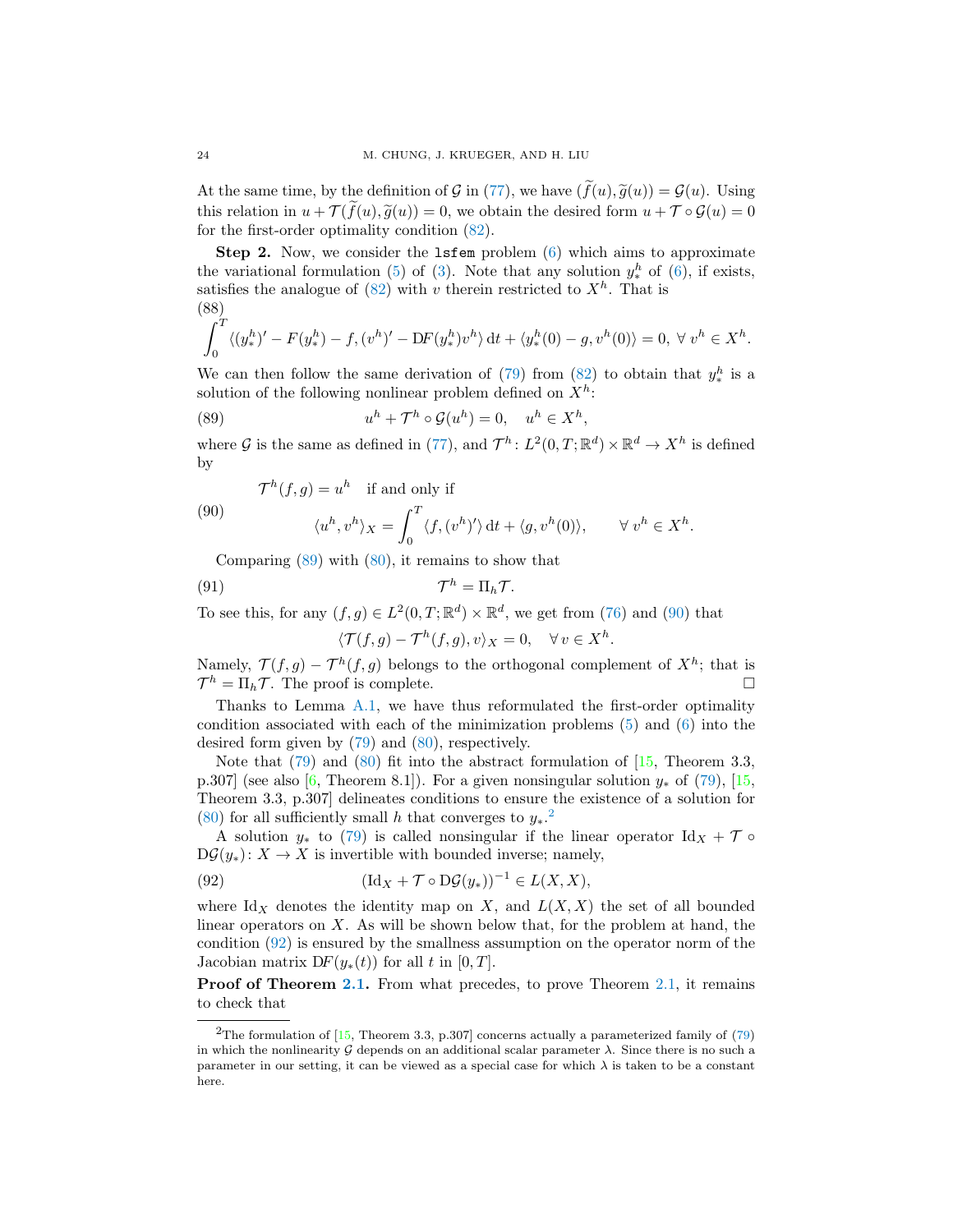At the same time, by the definition of $\mathcal{G}$ in (77), we have $(\widetilde{f}(u), \widetilde{g}(u)) = \mathcal{G}(u)$. Using this relation in $u + \mathcal{T}(\widetilde{f}(u), \widetilde{g}(u)) = 0$, we obtain the desired form $u + \mathcal{T} \circ \mathcal{G}(u) = 0$ for the first-order optimality condition (82).

**Step 2.** Now, we consider the `lsfem` problem (6) which aims to approximate the variational formulation (5) of (3). Note that any solution $y^h_*$ of (6), if exists, satisfies the analogue of (82) with $v$ therein restricted to $X^h$. That is

$$
\int_0^T \langle (y^h_*)' - F(y^h_*) - f, (v^h)' - \mathrm{D}F(y^h_*)v^h \rangle \,\mathrm{d}t + \langle y^h_*(0) - g, v^h(0) \rangle = 0, \ \forall\, v^h \in X^h. \tag{88}
$$

We can then follow the same derivation of (79) from (82) to obtain that $y^h_*$ is a solution of the following nonlinear problem defined on $X^h$:

$$
u^h + \mathcal{T}^h \circ \mathcal{G}(u^h) = 0, \quad u^h \in X^h, \tag{89}
$$

where $\mathcal{G}$ is the same as defined in (77), and $\mathcal{T}^h \colon L^2(0,T;\mathbb{R}^d) \times \mathbb{R}^d \to X^h$ is defined by

$$
\begin{aligned}
&\mathcal{T}^h(f,g) = u^h \quad \text{if and only if} \\
&\qquad \langle u^h, v^h \rangle_X = \int_0^T \langle f, (v^h)' \rangle \,\mathrm{d}t + \langle g, v^h(0) \rangle, \qquad \forall\, v^h \in X^h.
\end{aligned} \tag{90}
$$

Comparing (89) with (80), it remains to show that

$$
\mathcal{T}^h = \Pi_h \mathcal{T}. \tag{91}
$$

To see this, for any $(f,g) \in L^2(0,T;\mathbb{R}^d) \times \mathbb{R}^d$, we get from (76) and (90) that

$$
\langle \mathcal{T}(f,g) - \mathcal{T}^h(f,g), v \rangle_X = 0, \quad \forall\, v \in X^h.
$$

Namely, $\mathcal{T}(f,g) - \mathcal{T}^h(f,g)$ belongs to the orthogonal complement of $X^h$; that is $\mathcal{T}^h = \Pi_h \mathcal{T}$. The proof is complete. □

Thanks to Lemma A.1, we have thus reformulated the first-order optimality condition associated with each of the minimization problems (5) and (6) into the desired form given by (79) and (80), respectively.

Note that (79) and (80) fit into the abstract formulation of [15, Theorem 3.3, p.307] (see also [6, Theorem 8.1]). For a given nonsingular solution $y_*$ of (79), [15, Theorem 3.3, p.307] delineates conditions to ensure the existence of a solution for (80) for all sufficiently small $h$ that converges to $y_*$.[2]

A solution $y_*$ to (79) is called nonsingular if the linear operator $\mathrm{Id}_X + \mathcal{T} \circ \mathrm{D}\mathcal{G}(y_*) \colon X \to X$ is invertible with bounded inverse; namely,

$$
(\mathrm{Id}_X + \mathcal{T} \circ \mathrm{D}\mathcal{G}(y_*))^{-1} \in L(X, X), \tag{92}
$$

where $\mathrm{Id}_X$ denotes the identity map on $X$, and $L(X,X)$ the set of all bounded linear operators on $X$. As will be shown below that, for the problem at hand, the condition (92) is ensured by the smallness assumption on the operator norm of the Jacobian matrix $\mathrm{D}F(y_*(t))$ for all $t$ in $[0,T]$.

**Proof of Theorem 2.1.** From what precedes, to prove Theorem 2.1, it remains to check that

[2]The formulation of [15, Theorem 3.3, p.307] concerns actually a parameterized family of (79) in which the nonlinearity $\mathcal{G}$ depends on an additional scalar parameter $\lambda$. Since there is no such a parameter in our setting, it can be viewed as a special case for which $\lambda$ is taken to be a constant here.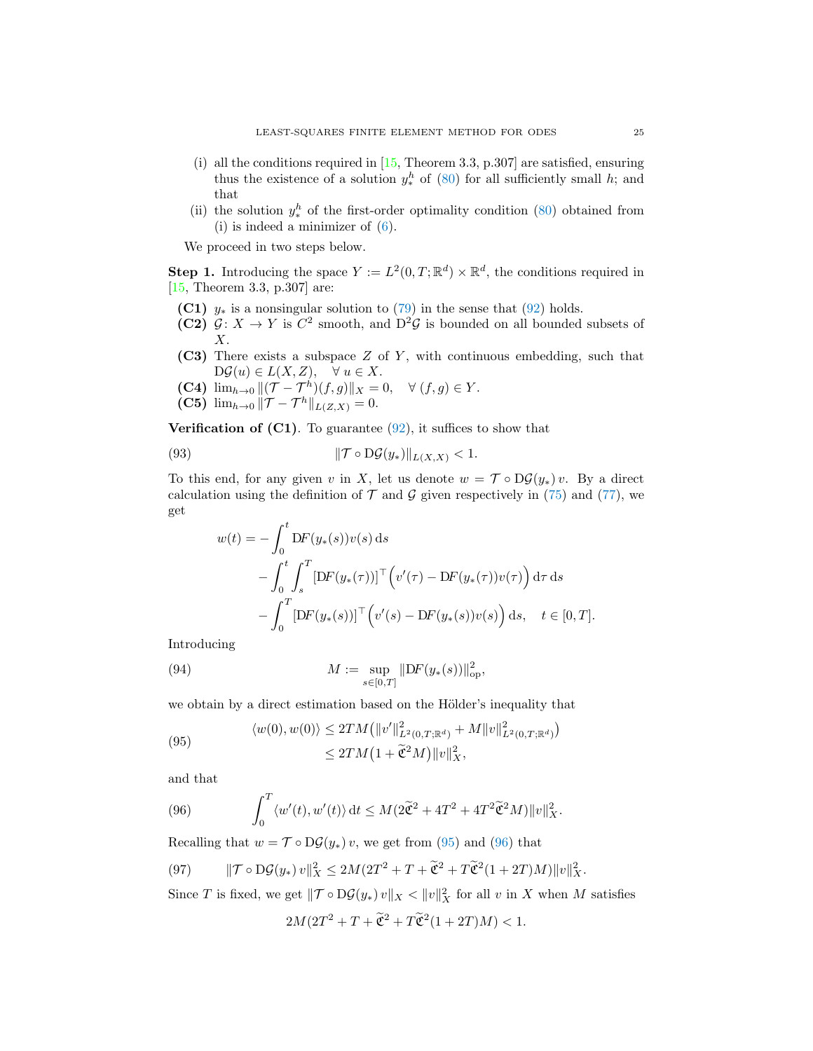(i) all the conditions required in [15, Theorem 3.3, p.307] are satisfied, ensuring thus the existence of a solution $y_*^h$ of (80) for all sufficiently small $h$; and that

(ii) the solution $y_*^h$ of the first-order optimality condition (80) obtained from (i) is indeed a minimizer of (6).

We proceed in two steps below.

**Step 1.** Introducing the space $Y := L^2(0,T;\mathbb{R}^d) \times \mathbb{R}^d$, the conditions required in [15, Theorem 3.3, p.307] are:

- **(C1)** $y_*$ is a nonsingular solution to (79) in the sense that (92) holds.
- **(C2)** $\mathcal{G}\colon X \to Y$ is $C^2$ smooth, and $\mathrm{D}^2\mathcal{G}$ is bounded on all bounded subsets of $X$.
- **(C3)** There exists a subspace $Z$ of $Y$, with continuous embedding, such that $\mathrm{D}\mathcal{G}(u) \in L(X,Z), \quad \forall\, u \in X$.
- **(C4)** $\lim_{h\to 0} \|(\mathcal{T} - \mathcal{T}^h)(f,g)\|_X = 0, \quad \forall\,(f,g) \in Y$.
- **(C5)** $\lim_{h\to 0} \|\mathcal{T} - \mathcal{T}^h\|_{L(Z,X)} = 0$.

**Verification of (C1)**. To guarantee (92), it suffices to show that

$$
\|\mathcal{T} \circ \mathrm{D}\mathcal{G}(y_*)\|_{L(X,X)} < 1. \tag{93}
$$

To this end, for any given $v$ in $X$, let us denote $w = \mathcal{T} \circ \mathrm{D}\mathcal{G}(y_*)\, v$. By a direct calculation using the definition of $\mathcal{T}$ and $\mathcal{G}$ given respectively in (75) and (77), we get

$$
\begin{aligned}
w(t) = &- \int_0^t \mathrm{D}F(y_*(s))v(s)\,\mathrm{d}s \\
&- \int_0^t \int_s^T [\mathrm{D}F(y_*(\tau))]^\top \Big( v'(\tau) - \mathrm{D}F(y_*(\tau))v(\tau) \Big)\,\mathrm{d}\tau\,\mathrm{d}s \\
&- \int_0^T [\mathrm{D}F(y_*(s))]^\top \Big( v'(s) - \mathrm{D}F(y_*(s))v(s) \Big)\,\mathrm{d}s, \quad t \in [0,T].
\end{aligned}
$$

Introducing

$$
M := \sup_{s\in[0,T]} \|\mathrm{D}F(y_*(s))\|_{\mathrm{op}}^2, \tag{94}
$$

we obtain by a direct estimation based on the Hölder's inequality that

$$
\begin{aligned}
\langle w(0), w(0)\rangle &\le 2TM\big(\|v'\|^2_{L^2(0,T;\mathbb{R}^d)} + M\|v\|^2_{L^2(0,T;\mathbb{R}^d)}\big) \\
&\le 2TM\big(1 + \widetilde{\mathfrak{C}}^2 M\big)\|v\|_X^2,
\end{aligned} \tag{95}
$$

and that

$$
\int_0^T \langle w'(t), w'(t)\rangle\,\mathrm{d}t \le M(2\widetilde{\mathfrak{C}}^2 + 4T^2 + 4T^2\widetilde{\mathfrak{C}}^2 M)\|v\|_X^2. \tag{96}
$$

Recalling that $w = \mathcal{T} \circ \mathrm{D}\mathcal{G}(y_*)\, v$, we get from (95) and (96) that

$$
\|\mathcal{T} \circ \mathrm{D}\mathcal{G}(y_*)\, v\|_X^2 \le 2M(2T^2 + T + \widetilde{\mathfrak{C}}^2 + T\widetilde{\mathfrak{C}}^2(1+2T)M)\|v\|_X^2. \tag{97}
$$

Since $T$ is fixed, we get $\|\mathcal{T} \circ \mathrm{D}\mathcal{G}(y_*)\, v\|_X < \|v\|_X^2$ for all $v$ in $X$ when $M$ satisfies

$$
2M(2T^2 + T + \widetilde{\mathfrak{C}}^2 + T\widetilde{\mathfrak{C}}^2(1+2T)M) < 1.
$$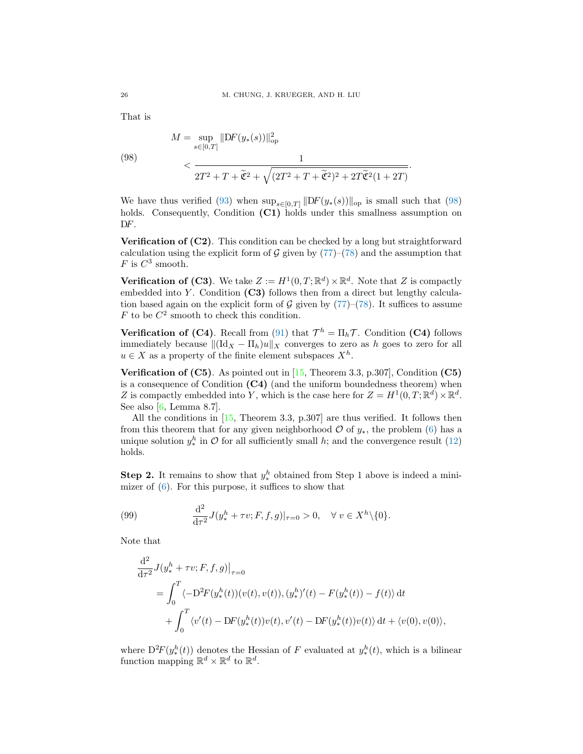That is

$$
\begin{aligned}
M &= \sup_{s\in[0,T]} \|\mathrm{D}F(y_*(s))\|_{\mathrm{op}}^2 \\
&< \frac{1}{2T^2 + T + \widetilde{\mathfrak{C}}^2 + \sqrt{(2T^2 + T + \widetilde{\mathfrak{C}}^2)^2 + 2T\widetilde{\mathfrak{C}}^2(1+2T)}}.
\end{aligned} \tag{98}
$$

We have thus verified (93) when $\sup_{s\in[0,T]} \|\mathrm{D}F(y_*(s))\|_{\mathrm{op}}$ is small such that (98) holds. Consequently, Condition **(C1)** holds under this smallness assumption on $\mathrm{D}F$.

**Verification of (C2)**. This condition can be checked by a long but straightforward calculation using the explicit form of $\mathcal{G}$ given by (77)–(78) and the assumption that $F$ is $C^3$ smooth.

**Verification of (C3)**. We take $Z := H^1(0,T;\mathbb{R}^d) \times \mathbb{R}^d$. Note that $Z$ is compactly embedded into $Y$. Condition **(C3)** follows then from a direct but lengthy calculation based again on the explicit form of $\mathcal{G}$ given by (77)–(78). It suffices to assume $F$ to be $C^2$ smooth to check this condition.

**Verification of (C4)**. Recall from (91) that $\mathcal{T}^h = \Pi_h \mathcal{T}$. Condition **(C4)** follows immediately because $\|(\mathrm{Id}_X - \Pi_h)u\|_X$ converges to zero as $h$ goes to zero for all $u \in X$ as a property of the finite element subspaces $X^h$.

**Verification of (C5)**. As pointed out in [15, Theorem 3.3, p.307], Condition **(C5)** is a consequence of Condition **(C4)** (and the uniform boundedness theorem) when $Z$ is compactly embedded into $Y$, which is the case here for $Z = H^1(0,T;\mathbb{R}^d) \times \mathbb{R}^d$. See also [6, Lemma 8.7].

All the conditions in [15, Theorem 3.3, p.307] are thus verified. It follows then from this theorem that for any given neighborhood $\mathcal{O}$ of $y_*$, the problem (6) has a unique solution $y_*^h$ in $\mathcal{O}$ for all sufficiently small $h$; and the convergence result (12) holds.

**Step 2.** It remains to show that $y_*^h$ obtained from Step 1 above is indeed a minimizer of (6). For this purpose, it suffices to show that

$$
\frac{\mathrm{d}^2}{\mathrm{d}\tau^2} J(y_*^h + \tau v; F, f, g)|_{\tau=0} > 0, \quad \forall\, v \in X^h \backslash \{0\}. \tag{99}
$$

Note that

$$
\begin{aligned}
&\frac{\mathrm{d}^2}{\mathrm{d}\tau^2} J(y_*^h + \tau v; F, f, g)\big|_{\tau=0} \\
&\quad = \int_0^T \langle -\mathrm{D}^2F(y_*^h(t))(v(t), v(t)), (y_*^h)'(t) - F(y_*^h(t)) - f(t)\rangle \,\mathrm{d}t \\
&\qquad + \int_0^T \langle v'(t) - \mathrm{D}F(y_*^h(t))v(t), v'(t) - \mathrm{D}F(y_*^h(t))v(t)\rangle \,\mathrm{d}t + \langle v(0), v(0)\rangle,
\end{aligned}
$$

where $\mathrm{D}^2F(y_*^h(t))$ denotes the Hessian of $F$ evaluated at $y_*^h(t)$, which is a bilinear function mapping $\mathbb{R}^d \times \mathbb{R}^d$ to $\mathbb{R}^d$.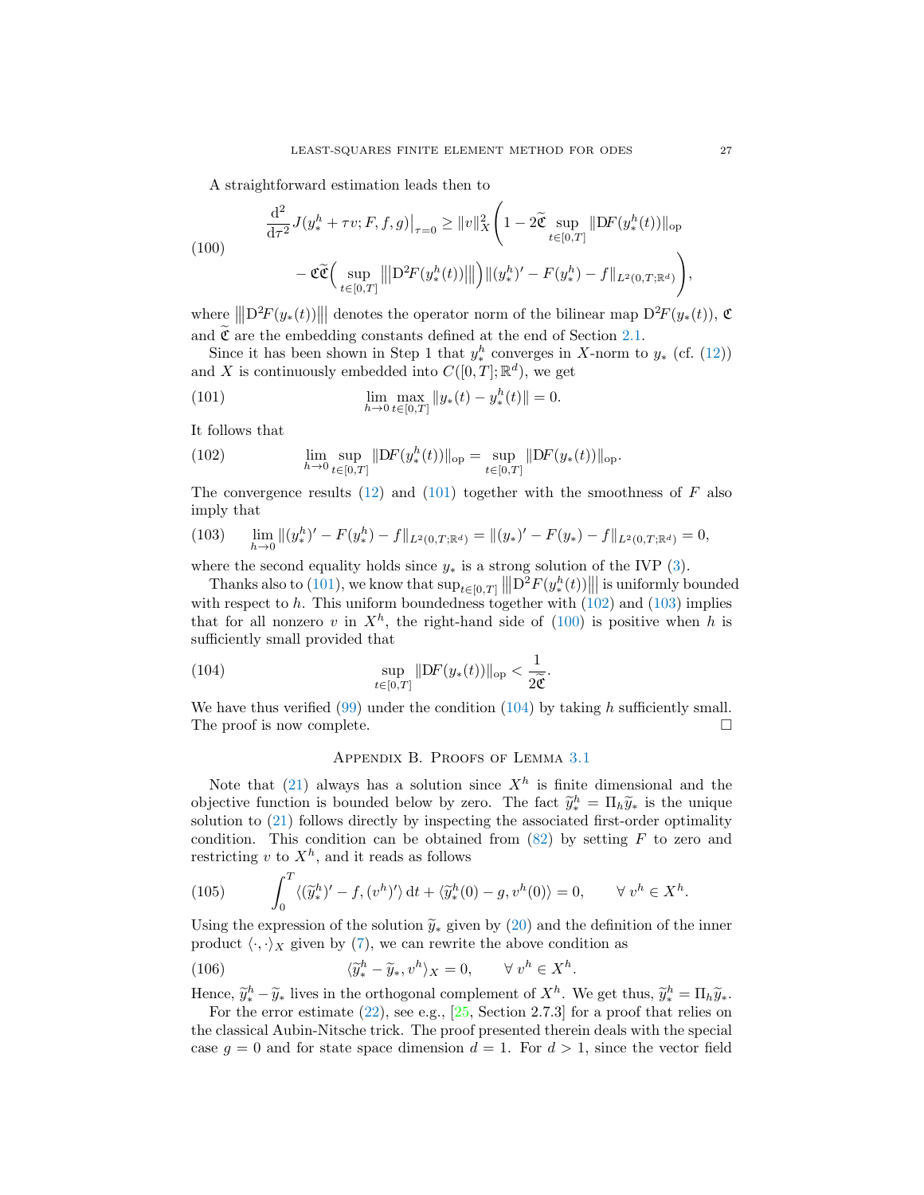A straightforward estimation leads then to

$$
\begin{aligned}
\frac{\mathrm{d}^2}{\mathrm{d}\tau^2} J(y_*^h + \tau v; F, f, g)\big|_{\tau=0} \geq \|v\|_X^2 \Bigg( & 1 - 2\widetilde{\mathfrak{C}} \sup_{t\in[0,T]} \|\mathrm{D}F(y_*^h(t))\|_{\mathrm{op}} \\
& - \mathfrak{C}\widetilde{\mathfrak{C}} \Big( \sup_{t\in[0,T]} \big|\!\big|\!\big| \mathrm{D}^2 F(y_*^h(t)) \big|\!\big|\!\big| \Big) \|(y_*^h)' - F(y_*^h) - f\|_{L^2(0,T;\mathbb{R}^d)} \Bigg),
\end{aligned} \tag{100}
$$

where $|\!|\!| \mathrm{D}^2 F(y_*(t)) |\!|\!|$ denotes the operator norm of the bilinear map $\mathrm{D}^2 F(y_*(t))$, $\mathfrak{C}$ and $\widetilde{\mathfrak{C}}$ are the embedding constants defined at the end of Section 2.1.

Since it has been shown in Step 1 that $y_*^h$ converges in $X$-norm to $y_*$ (cf. (12)) and $X$ is continuously embedded into $C([0,T];\mathbb{R}^d)$, we get

$$
\lim_{h\to 0} \max_{t\in[0,T]} \|y_*(t) - y_*^h(t)\| = 0. \tag{101}
$$

It follows that

$$
\lim_{h\to 0} \sup_{t\in[0,T]} \|\mathrm{D}F(y_*^h(t))\|_{\mathrm{op}} = \sup_{t\in[0,T]} \|\mathrm{D}F(y_*(t))\|_{\mathrm{op}}. \tag{102}
$$

The convergence results (12) and (101) together with the smoothness of $F$ also imply that

$$
\lim_{h\to 0} \|(y_*^h)' - F(y_*^h) - f\|_{L^2(0,T;\mathbb{R}^d)} = \|(y_*)' - F(y_*) - f\|_{L^2(0,T;\mathbb{R}^d)} = 0, \tag{103}
$$

where the second equality holds since $y_*$ is a strong solution of the IVP (3).

Thanks also to (101), we know that $\sup_{t\in[0,T]} |\!|\!| \mathrm{D}^2 F(y_*^h(t)) |\!|\!|$ is uniformly bounded with respect to $h$. This uniform boundedness together with (102) and (103) implies that for all nonzero $v$ in $X^h$, the right-hand side of (100) is positive when $h$ is sufficiently small provided that

$$
\sup_{t\in[0,T]} \|\mathrm{D}F(y_*(t))\|_{\mathrm{op}} < \frac{1}{2\widetilde{\mathfrak{C}}}. \tag{104}
$$

We have thus verified (99) under the condition (104) by taking $h$ sufficiently small. The proof is now complete. $\square$

## Appendix B. Proofs of Lemma 3.1

Note that (21) always has a solution since $X^h$ is finite dimensional and the objective function is bounded below by zero. The fact $\widetilde{y}_*^h = \Pi_h \widetilde{y}_*$ is the unique solution to (21) follows directly by inspecting the associated first-order optimality condition. This condition can be obtained from (82) by setting $F$ to zero and restricting $v$ to $X^h$, and it reads as follows

$$
\int_0^T \langle (\widetilde{y}_*^h)' - f, (v^h)' \rangle \,\mathrm{d}t + \langle \widetilde{y}_*^h(0) - g, v^h(0) \rangle = 0, \qquad \forall\, v^h \in X^h. \tag{105}
$$

Using the expression of the solution $\widetilde{y}_*$ given by (20) and the definition of the inner product $\langle \cdot, \cdot \rangle_X$ given by (7), we can rewrite the above condition as

$$
\langle \widetilde{y}_*^h - \widetilde{y}_*, v^h \rangle_X = 0, \qquad \forall\, v^h \in X^h. \tag{106}
$$

Hence, $\widetilde{y}_*^h - \widetilde{y}_*$ lives in the orthogonal complement of $X^h$. We get thus, $\widetilde{y}_*^h = \Pi_h \widetilde{y}_*$.

For the error estimate (22), see e.g., [25, Section 2.7.3] for a proof that relies on the classical Aubin-Nitsche trick. The proof presented therein deals with the special case $g = 0$ and for state space dimension $d = 1$. For $d > 1$, since the vector field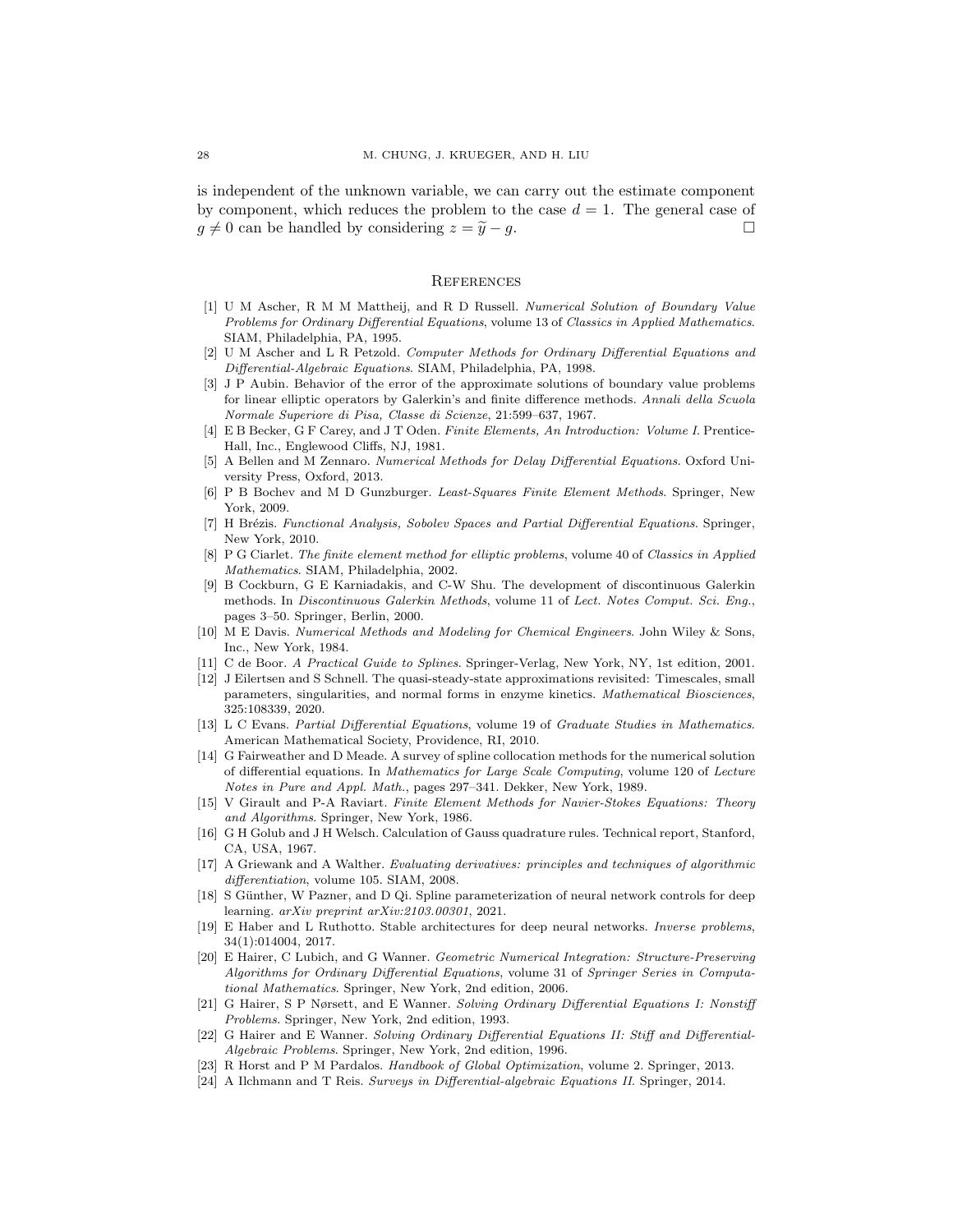is independent of the unknown variable, we can carry out the estimate component by component, which reduces the problem to the case $d = 1$. The general case of $g \neq 0$ can be handled by considering $z = \widetilde{y} - g$. □

## References

[1] U M Ascher, R M M Mattheij, and R D Russell. *Numerical Solution of Boundary Value Problems for Ordinary Differential Equations*, volume 13 of *Classics in Applied Mathematics*. SIAM, Philadelphia, PA, 1995.

[2] U M Ascher and L R Petzold. *Computer Methods for Ordinary Differential Equations and Differential-Algebraic Equations*. SIAM, Philadelphia, PA, 1998.

[3] J P Aubin. Behavior of the error of the approximate solutions of boundary value problems for linear elliptic operators by Galerkin's and finite difference methods. *Annali della Scuola Normale Superiore di Pisa, Classe di Scienze*, 21:599–637, 1967.

[4] E B Becker, G F Carey, and J T Oden. *Finite Elements, An Introduction: Volume I*. Prentice-Hall, Inc., Englewood Cliffs, NJ, 1981.

[5] A Bellen and M Zennaro. *Numerical Methods for Delay Differential Equations*. Oxford University Press, Oxford, 2013.

[6] P B Bochev and M D Gunzburger. *Least-Squares Finite Element Methods*. Springer, New York, 2009.

[7] H Brézis. *Functional Analysis, Sobolev Spaces and Partial Differential Equations*. Springer, New York, 2010.

[8] P G Ciarlet. *The finite element method for elliptic problems*, volume 40 of *Classics in Applied Mathematics*. SIAM, Philadelphia, 2002.

[9] B Cockburn, G E Karniadakis, and C-W Shu. The development of discontinuous Galerkin methods. In *Discontinuous Galerkin Methods*, volume 11 of *Lect. Notes Comput. Sci. Eng.*, pages 3–50. Springer, Berlin, 2000.

[10] M E Davis. *Numerical Methods and Modeling for Chemical Engineers*. John Wiley & Sons, Inc., New York, 1984.

[11] C de Boor. *A Practical Guide to Splines*. Springer-Verlag, New York, NY, 1st edition, 2001.

[12] J Eilertsen and S Schnell. The quasi-steady-state approximations revisited: Timescales, small parameters, singularities, and normal forms in enzyme kinetics. *Mathematical Biosciences*, 325:108339, 2020.

[13] L C Evans. *Partial Differential Equations*, volume 19 of *Graduate Studies in Mathematics*. American Mathematical Society, Providence, RI, 2010.

[14] G Fairweather and D Meade. A survey of spline collocation methods for the numerical solution of differential equations. In *Mathematics for Large Scale Computing*, volume 120 of *Lecture Notes in Pure and Appl. Math.*, pages 297–341. Dekker, New York, 1989.

[15] V Girault and P-A Raviart. *Finite Element Methods for Navier-Stokes Equations: Theory and Algorithms*. Springer, New York, 1986.

[16] G H Golub and J H Welsch. Calculation of Gauss quadrature rules. Technical report, Stanford, CA, USA, 1967.

[17] A Griewank and A Walther. *Evaluating derivatives: principles and techniques of algorithmic differentiation*, volume 105. SIAM, 2008.

[18] S Günther, W Pazner, and D Qi. Spline parameterization of neural network controls for deep learning. *arXiv preprint arXiv:2103.00301*, 2021.

[19] E Haber and L Ruthotto. Stable architectures for deep neural networks. *Inverse problems*, 34(1):014004, 2017.

[20] E Hairer, C Lubich, and G Wanner. *Geometric Numerical Integration: Structure-Preserving Algorithms for Ordinary Differential Equations*, volume 31 of *Springer Series in Computational Mathematics*. Springer, New York, 2nd edition, 2006.

[21] G Hairer, S P Nørsett, and E Wanner. *Solving Ordinary Differential Equations I: Nonstiff Problems*. Springer, New York, 2nd edition, 1993.

[22] G Hairer and E Wanner. *Solving Ordinary Differential Equations II: Stiff and Differential-Algebraic Problems*. Springer, New York, 2nd edition, 1996.

[23] R Horst and P M Pardalos. *Handbook of Global Optimization*, volume 2. Springer, 2013.

[24] A Ilchmann and T Reis. *Surveys in Differential-algebraic Equations II*. Springer, 2014.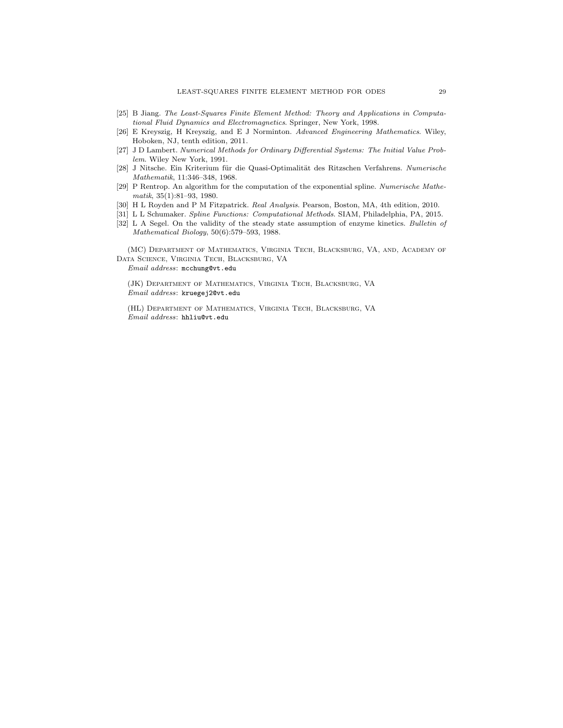[25] B Jiang. *The Least-Squares Finite Element Method: Theory and Applications in Computational Fluid Dynamics and Electromagnetics*. Springer, New York, 1998.

[26] E Kreyszig, H Kreyszig, and E J Norminton. *Advanced Engineering Mathematics*. Wiley, Hoboken, NJ, tenth edition, 2011.

[27] J D Lambert. *Numerical Methods for Ordinary Differential Systems: The Initial Value Problem*. Wiley New York, 1991.

[28] J Nitsche. Ein Kriterium für die Quasi-Optimalität des Ritzschen Verfahrens. *Numerische Mathematik*, 11:346–348, 1968.

[29] P Rentrop. An algorithm for the computation of the exponential spline. *Numerische Mathematik*, 35(1):81–93, 1980.

[30] H L Royden and P M Fitzpatrick. *Real Analysis*. Pearson, Boston, MA, 4th edition, 2010.

[31] L L Schumaker. *Spline Functions: Computational Methods*. SIAM, Philadelphia, PA, 2015.

[32] L A Segel. On the validity of the steady state assumption of enzyme kinetics. *Bulletin of Mathematical Biology*, 50(6):579–593, 1988.

(MC) Department of Mathematics, Virginia Tech, Blacksburg, VA, and, Academy of Data Science, Virginia Tech, Blacksburg, VA
*Email address*: `mcchung@vt.edu`

(JK) Department of Mathematics, Virginia Tech, Blacksburg, VA
*Email address*: `kruegej2@vt.edu`

(HL) Department of Mathematics, Virginia Tech, Blacksburg, VA
*Email address*: `hhliu@vt.edu`